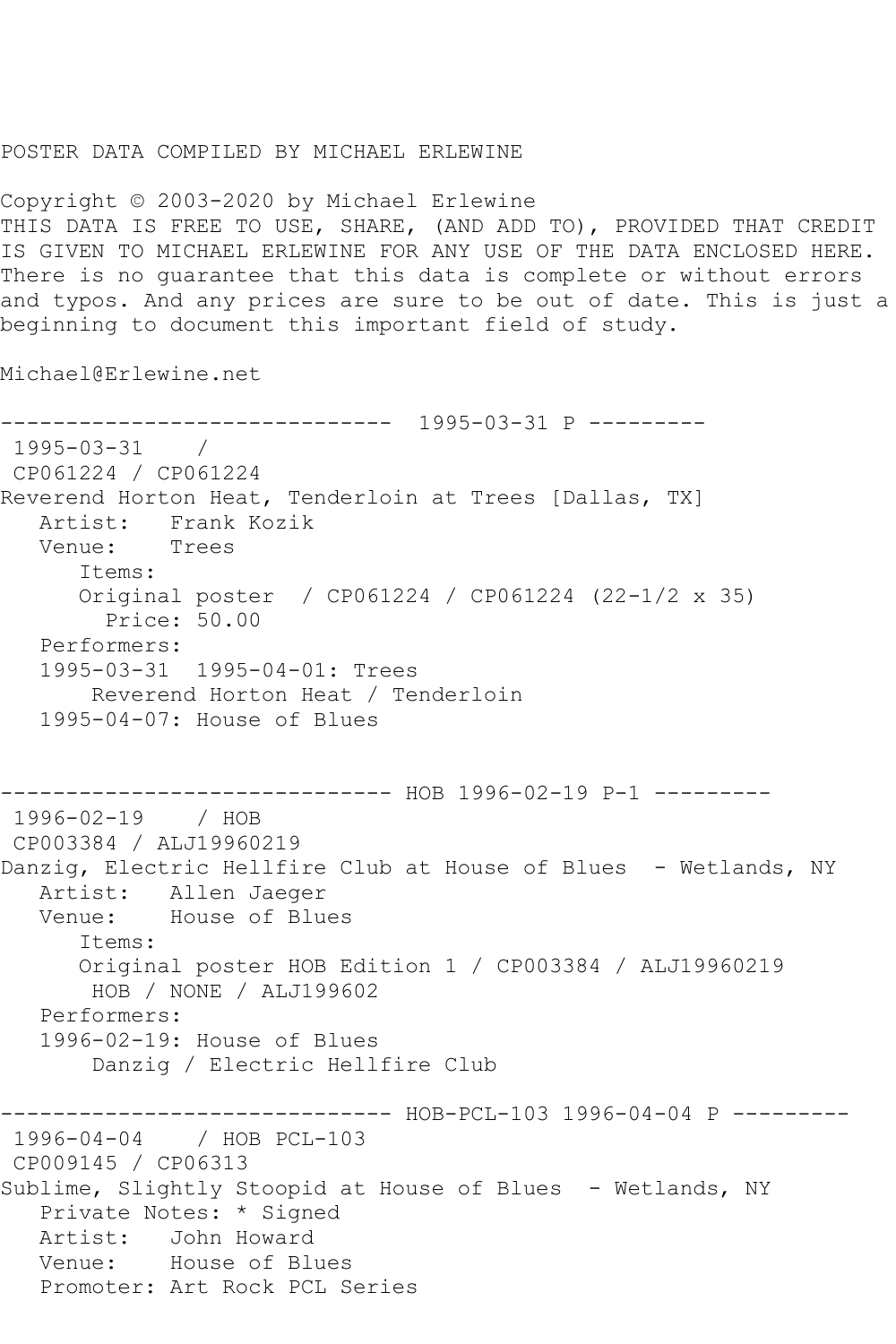POSTER DATA COMPILED BY MICHAEL ERLEWINE

Copyright © 2003-2020 by Michael Erlewine
THIS DATA IS FREE TO USE, SHARE, (AND ADD TO), PROVIDED THAT CREDIT IS GIVEN TO MICHAEL ERLEWINE FOR ANY USE OF THE DATA ENCLOSED HERE. There is no guarantee that this data is complete or without errors and typos. And any prices are sure to be out of date. This is just a beginning to document this important field of study.

Michael@Erlewine.net

```
------------------------------  1995-03-31 P ---------
 1995-03-31    /
 CP061224 / CP061224
Reverend Horton Heat, Tenderloin at Trees [Dallas, TX]
   Artist:   Frank Kozik
   Venue:    Trees
      Items:
      Original poster  / CP061224 / CP061224 (22-1/2 x 35)
        Price: 50.00
   Performers:
   1995-03-31  1995-04-01: Trees
       Reverend Horton Heat / Tenderloin
   1995-04-07: House of Blues


------------------------------ HOB 1996-02-19 P-1 ---------
 1996-02-19    / HOB
 CP003384 / ALJ19960219
Danzig, Electric Hellfire Club at House of Blues  - Wetlands, NY
   Artist:   Allen Jaeger
   Venue:    House of Blues
      Items:
      Original poster HOB Edition 1 / CP003384 / ALJ19960219
       HOB / NONE / ALJ199602
   Performers:
   1996-02-19: House of Blues
       Danzig / Electric Hellfire Club

------------------------------ HOB-PCL-103 1996-04-04 P ---------
 1996-04-04    / HOB PCL-103
 CP009145 / CP06313
Sublime, Slightly Stoopid at House of Blues  - Wetlands, NY
   Private Notes: * Signed
   Artist:   John Howard
   Venue:    House of Blues
   Promoter: Art Rock PCL Series
```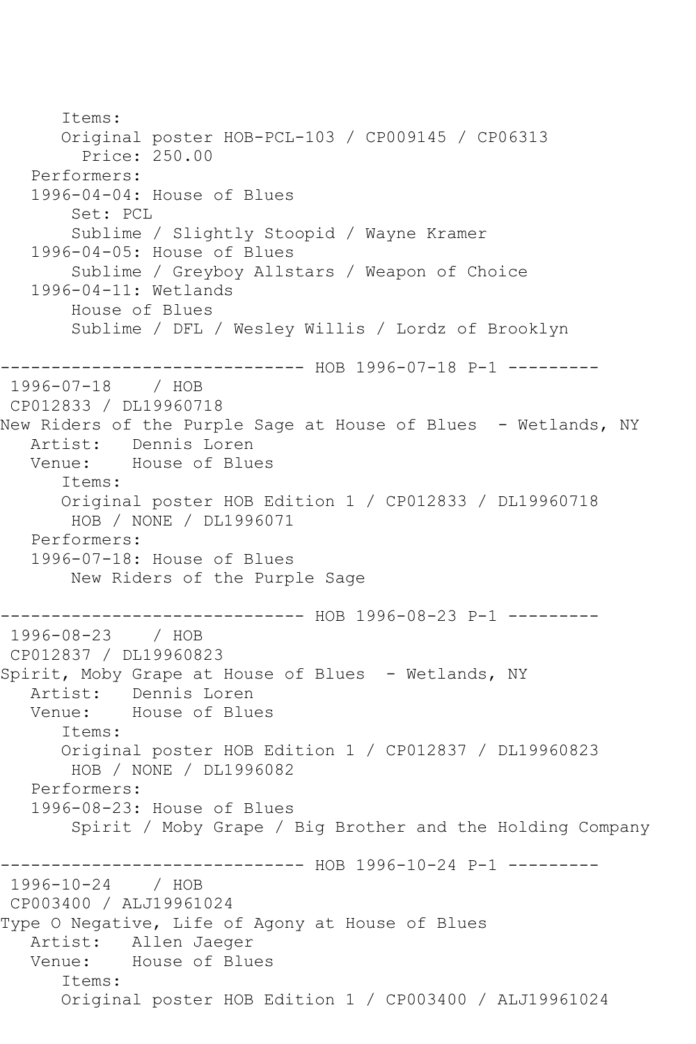```
      Items:
      Original poster HOB-PCL-103 / CP009145 / CP06313
        Price: 250.00
   Performers:
   1996-04-04: House of Blues
       Set: PCL
       Sublime / Slightly Stoopid / Wayne Kramer
   1996-04-05: House of Blues
       Sublime / Greyboy Allstars / Weapon of Choice
   1996-04-11: Wetlands
       House of Blues
       Sublime / DFL / Wesley Willis / Lordz of Brooklyn

------------------------------ HOB 1996-07-18 P-1 ---------
 1996-07-18    / HOB
 CP012833 / DL19960718
New Riders of the Purple Sage at House of Blues  - Wetlands, NY
   Artist:   Dennis Loren
   Venue:    House of Blues
      Items:
      Original poster HOB Edition 1 / CP012833 / DL19960718
       HOB / NONE / DL1996071
   Performers:
   1996-07-18: House of Blues
       New Riders of the Purple Sage

------------------------------ HOB 1996-08-23 P-1 ---------
 1996-08-23    / HOB
 CP012837 / DL19960823
Spirit, Moby Grape at House of Blues  - Wetlands, NY
   Artist:   Dennis Loren
   Venue:    House of Blues
      Items:
      Original poster HOB Edition 1 / CP012837 / DL19960823
       HOB / NONE / DL1996082
   Performers:
   1996-08-23: House of Blues
       Spirit / Moby Grape / Big Brother and the Holding Company

------------------------------ HOB 1996-10-24 P-1 ---------
 1996-10-24    / HOB
 CP003400 / ALJ19961024
Type O Negative, Life of Agony at House of Blues
   Artist:   Allen Jaeger
   Venue:    House of Blues
      Items:
      Original poster HOB Edition 1 / CP003400 / ALJ19961024
```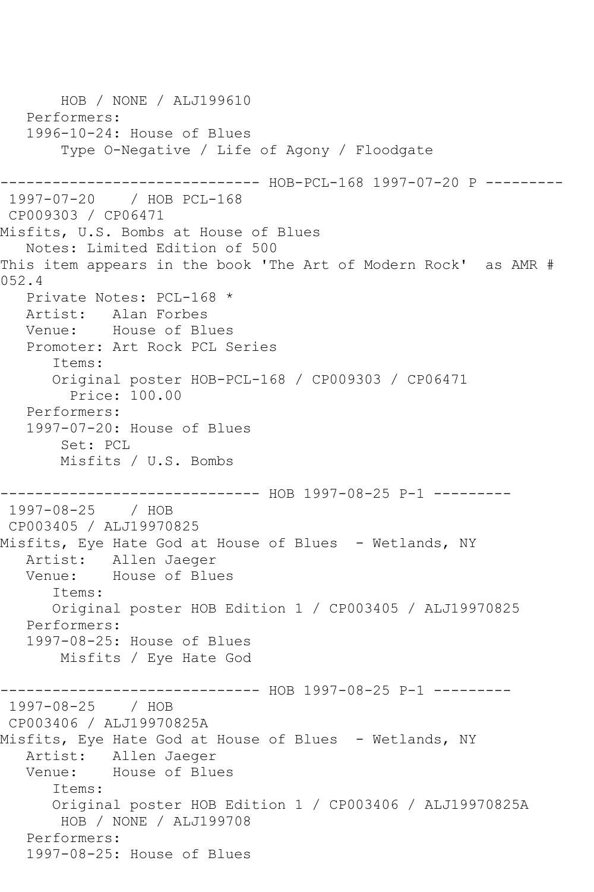HOB / NONE / ALJ199610
   Performers:
   1996-10-24: House of Blues
       Type O-Negative / Life of Agony / Floodgate

------------------------------ HOB-PCL-168 1997-07-20 P ---------
 1997-07-20    / HOB PCL-168
 CP009303 / CP06471
Misfits, U.S. Bombs at House of Blues
   Notes: Limited Edition of 500
This item appears in the book 'The Art of Modern Rock'  as AMR # 052.4
   Private Notes: PCL-168 *
   Artist:   Alan Forbes
   Venue:    House of Blues
   Promoter: Art Rock PCL Series
      Items:
      Original poster HOB-PCL-168 / CP009303 / CP06471
        Price: 100.00
   Performers:
   1997-07-20: House of Blues
       Set: PCL
       Misfits / U.S. Bombs

------------------------------ HOB 1997-08-25 P-1 ---------
 1997-08-25    / HOB
 CP003405 / ALJ19970825
Misfits, Eye Hate God at House of Blues  - Wetlands, NY
   Artist:   Allen Jaeger
   Venue:    House of Blues
      Items:
      Original poster HOB Edition 1 / CP003405 / ALJ19970825
   Performers:
   1997-08-25: House of Blues
       Misfits / Eye Hate God

------------------------------ HOB 1997-08-25 P-1 ---------
 1997-08-25    / HOB
 CP003406 / ALJ19970825A
Misfits, Eye Hate God at House of Blues  - Wetlands, NY
   Artist:   Allen Jaeger
   Venue:    House of Blues
      Items:
      Original poster HOB Edition 1 / CP003406 / ALJ19970825A
       HOB / NONE / ALJ199708
   Performers:
   1997-08-25: House of Blues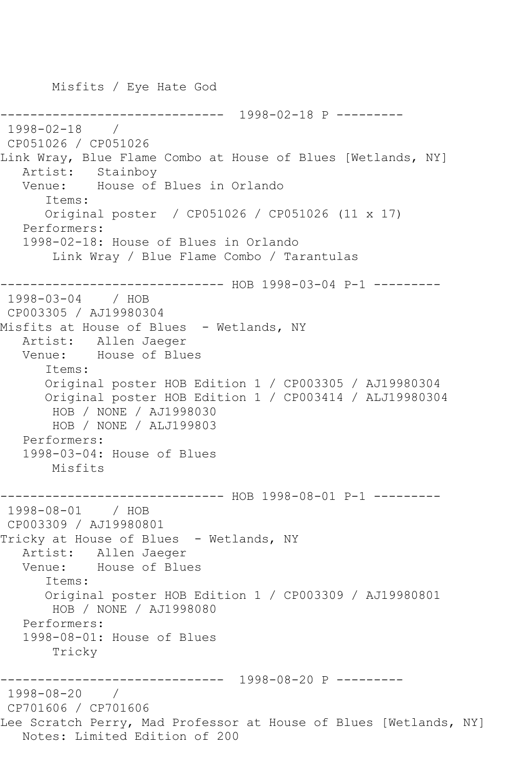Misfits / Eye Hate God

------------------------------ 1998-02-18 P ---------

1998-02-18 /

CP051026 / CP051026

Link Wray, Blue Flame Combo at House of Blues [Wetlands, NY]

Artist: Stainboy

Venue: House of Blues in Orlando

Items:

Original poster / CP051026 / CP051026 (11 x 17)

Performers:

1998-02-18: House of Blues in Orlando

Link Wray / Blue Flame Combo / Tarantulas

------------------------------ HOB 1998-03-04 P-1 ---------

1998-03-04 / HOB

CP003305 / AJ19980304

Misfits at House of Blues - Wetlands, NY

Artist: Allen Jaeger

Venue: House of Blues

Items:

Original poster HOB Edition 1 / CP003305 / AJ19980304

Original poster HOB Edition 1 / CP003414 / ALJ19980304

HOB / NONE / AJ1998030

HOB / NONE / ALJ199803

Performers:

1998-03-04: House of Blues

Misfits

------------------------------ HOB 1998-08-01 P-1 ---------

1998-08-01 / HOB

CP003309 / AJ19980801

Tricky at House of Blues - Wetlands, NY

Artist: Allen Jaeger

Venue: House of Blues

Items:

Original poster HOB Edition 1 / CP003309 / AJ19980801

HOB / NONE / AJ1998080

Performers:

1998-08-01: House of Blues

Tricky

------------------------------ 1998-08-20 P ---------

1998-08-20 /

CP701606 / CP701606

Lee Scratch Perry, Mad Professor at House of Blues [Wetlands, NY]

Notes: Limited Edition of 200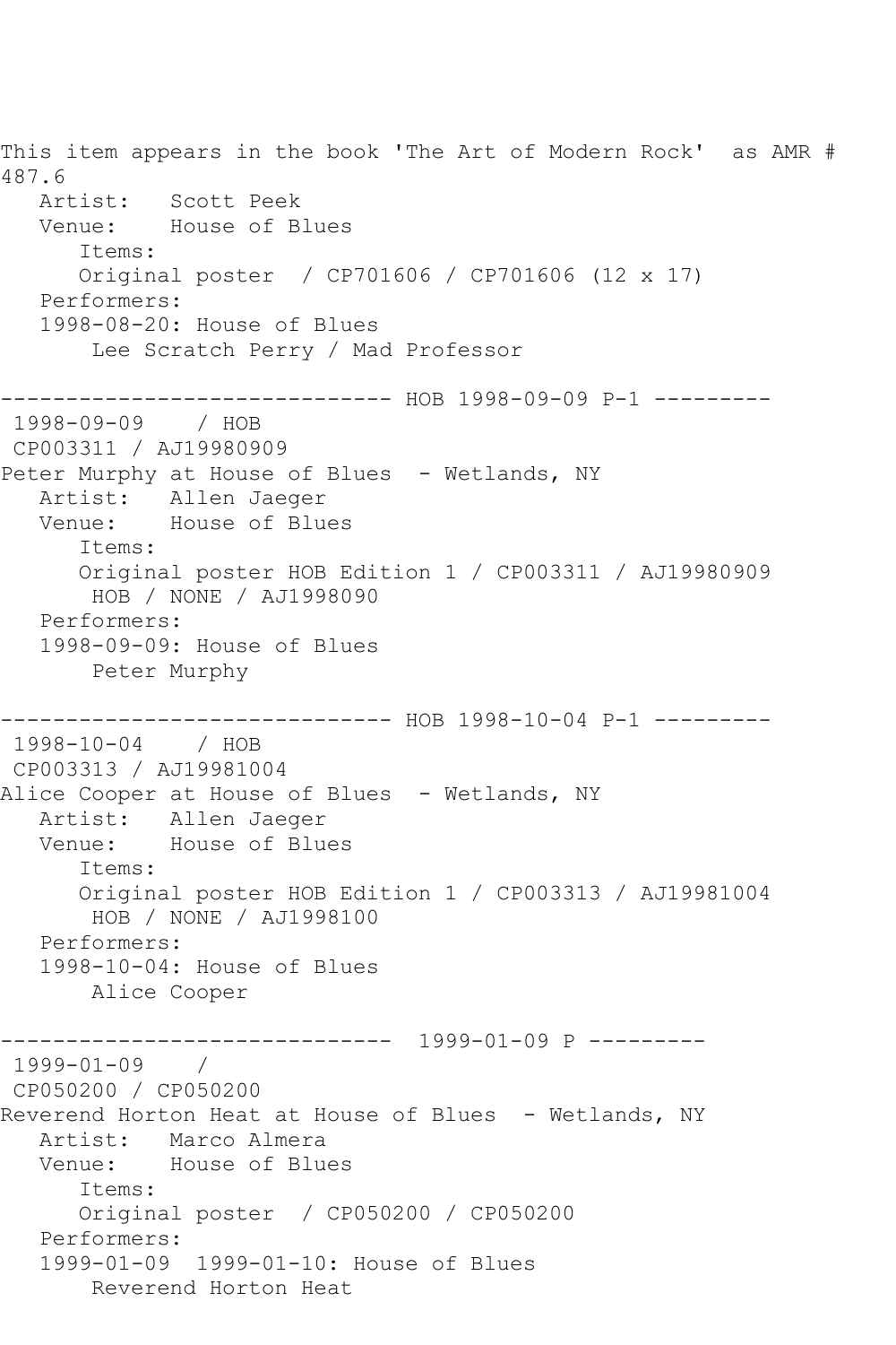This item appears in the book 'The Art of Modern Rock' as AMR # 487.6

```
   Artist:   Scott Peek
   Venue:    House of Blues
      Items:
      Original poster  / CP701606 / CP701606 (12 x 17)
   Performers:
   1998-08-20: House of Blues
       Lee Scratch Perry / Mad Professor
```

```
------------------------------ HOB 1998-09-09 P-1 ---------
 1998-09-09    / HOB
 CP003311 / AJ19980909
Peter Murphy at House of Blues  - Wetlands, NY
   Artist:   Allen Jaeger
   Venue:    House of Blues
      Items:
      Original poster HOB Edition 1 / CP003311 / AJ19980909
       HOB / NONE / AJ1998090
   Performers:
   1998-09-09: House of Blues
       Peter Murphy
```

```
------------------------------ HOB 1998-10-04 P-1 ---------
 1998-10-04    / HOB
 CP003313 / AJ19981004
Alice Cooper at House of Blues  - Wetlands, NY
   Artist:   Allen Jaeger
   Venue:    House of Blues
      Items:
      Original poster HOB Edition 1 / CP003313 / AJ19981004
       HOB / NONE / AJ1998100
   Performers:
   1998-10-04: House of Blues
       Alice Cooper
```

```
------------------------------  1999-01-09 P ---------
 1999-01-09    /
 CP050200 / CP050200
Reverend Horton Heat at House of Blues  - Wetlands, NY
   Artist:   Marco Almera
   Venue:    House of Blues
      Items:
      Original poster  / CP050200 / CP050200
   Performers:
   1999-01-09  1999-01-10: House of Blues
       Reverend Horton Heat
```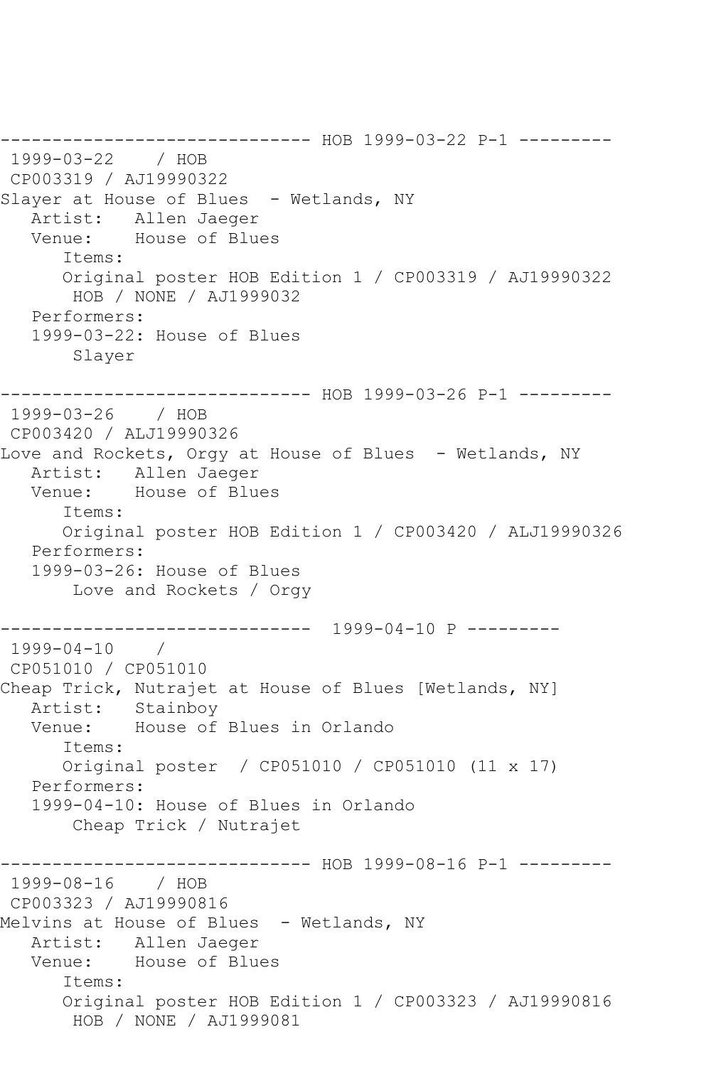```
------------------------------ HOB 1999-03-22 P-1 ---------
 1999-03-22    / HOB
 CP003319 / AJ19990322
Slayer at House of Blues  - Wetlands, NY
   Artist:   Allen Jaeger
   Venue:    House of Blues
      Items:
      Original poster HOB Edition 1 / CP003319 / AJ19990322
       HOB / NONE / AJ1999032
   Performers:
   1999-03-22: House of Blues
       Slayer

------------------------------ HOB 1999-03-26 P-1 ---------
 1999-03-26    / HOB
 CP003420 / ALJ19990326
Love and Rockets, Orgy at House of Blues  - Wetlands, NY
   Artist:   Allen Jaeger
   Venue:    House of Blues
      Items:
      Original poster HOB Edition 1 / CP003420 / ALJ19990326
   Performers:
   1999-03-26: House of Blues
       Love and Rockets / Orgy

------------------------------  1999-04-10 P ---------
 1999-04-10    /
 CP051010 / CP051010
Cheap Trick, Nutrajet at House of Blues [Wetlands, NY]
   Artist:   Stainboy
   Venue:    House of Blues in Orlando
      Items:
      Original poster  / CP051010 / CP051010 (11 x 17)
   Performers:
   1999-04-10: House of Blues in Orlando
       Cheap Trick / Nutrajet

------------------------------ HOB 1999-08-16 P-1 ---------
 1999-08-16    / HOB
 CP003323 / AJ19990816
Melvins at House of Blues  - Wetlands, NY
   Artist:   Allen Jaeger
   Venue:    House of Blues
      Items:
      Original poster HOB Edition 1 / CP003323 / AJ19990816
       HOB / NONE / AJ1999081
```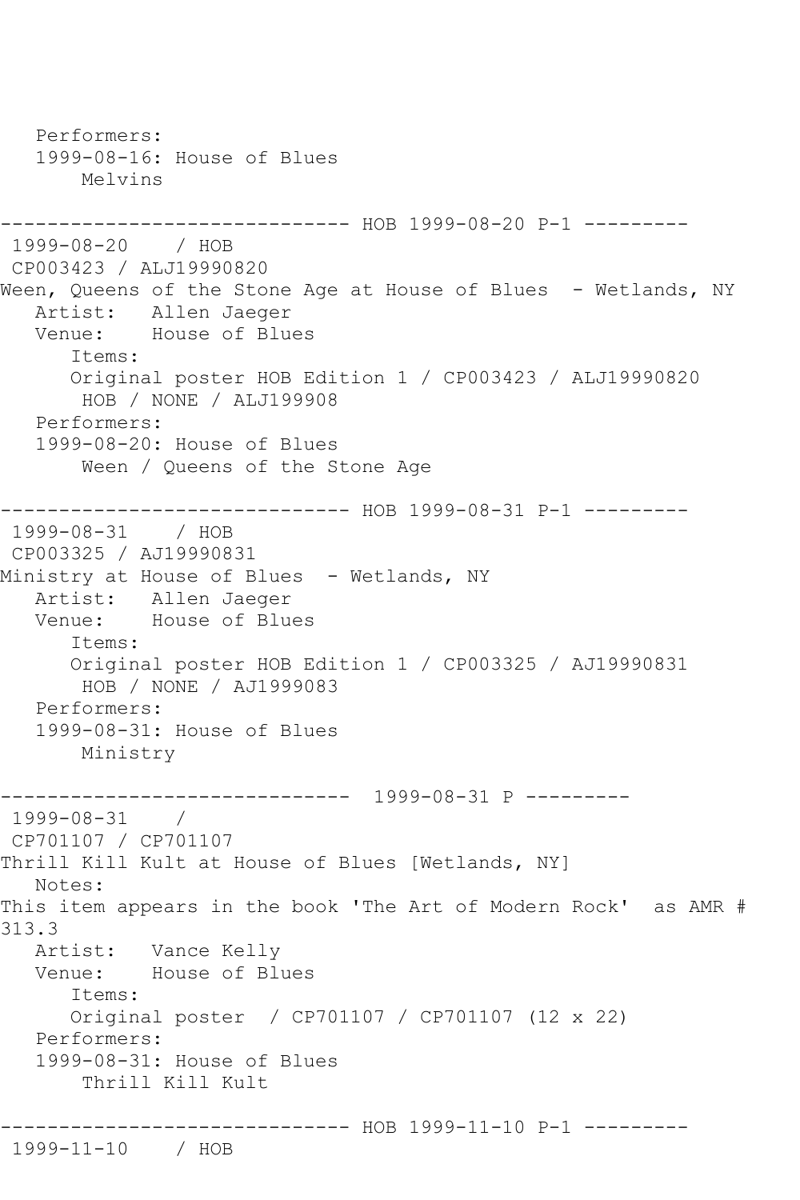Performers:
1999-08-16: House of Blues
Melvins

------------------------------ HOB 1999-08-20 P-1 ---------

1999-08-20 / HOB
CP003423 / ALJ19990820
Ween, Queens of the Stone Age at House of Blues - Wetlands, NY
Artist: Allen Jaeger
Venue: House of Blues
Items:
Original poster HOB Edition 1 / CP003423 / ALJ19990820
HOB / NONE / ALJ199908
Performers:
1999-08-20: House of Blues
Ween / Queens of the Stone Age

------------------------------ HOB 1999-08-31 P-1 ---------

1999-08-31 / HOB
CP003325 / AJ19990831
Ministry at House of Blues - Wetlands, NY
Artist: Allen Jaeger
Venue: House of Blues
Items:
Original poster HOB Edition 1 / CP003325 / AJ19990831
HOB / NONE / AJ1999083
Performers:
1999-08-31: House of Blues
Ministry

------------------------------ 1999-08-31 P ---------

1999-08-31 /
CP701107 / CP701107
Thrill Kill Kult at House of Blues [Wetlands, NY]
Notes:
This item appears in the book 'The Art of Modern Rock' as AMR # 313.3
Artist: Vance Kelly
Venue: House of Blues
Items:
Original poster / CP701107 / CP701107 (12 x 22)
Performers:
1999-08-31: House of Blues
Thrill Kill Kult

------------------------------ HOB 1999-11-10 P-1 ---------

1999-11-10 / HOB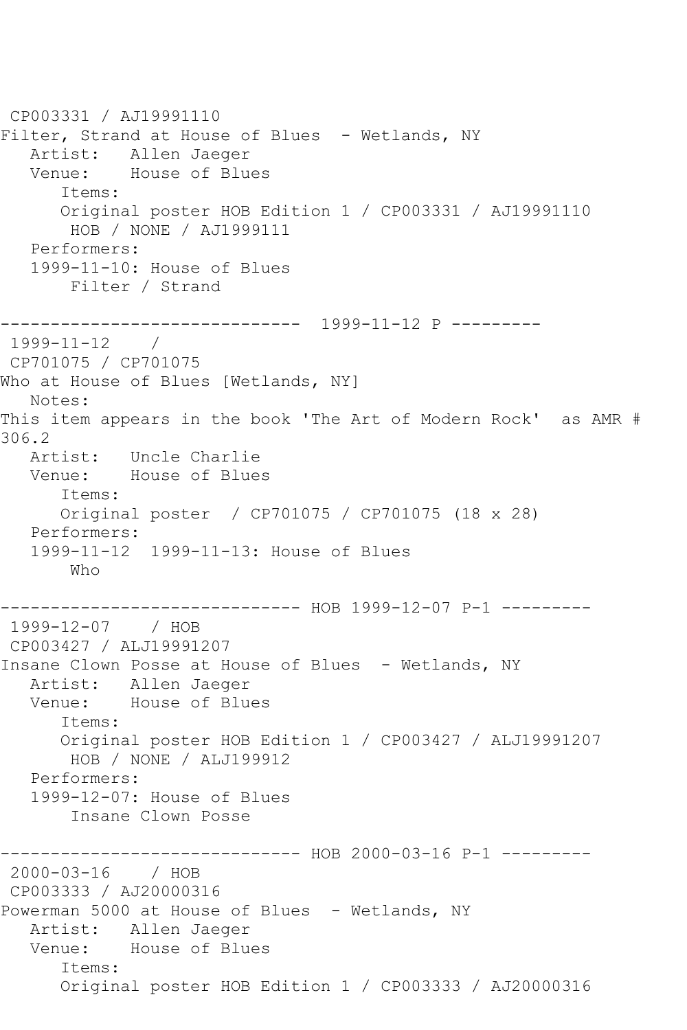CP003331 / AJ19991110
Filter, Strand at House of Blues  - Wetlands, NY
   Artist:   Allen Jaeger
   Venue:    House of Blues
      Items:
      Original poster HOB Edition 1 / CP003331 / AJ19991110
       HOB / NONE / AJ1999111
   Performers:
   1999-11-10: House of Blues
       Filter / Strand

------------------------------  1999-11-12 P ---------
 1999-11-12    /
 CP701075 / CP701075
Who at House of Blues [Wetlands, NY]
   Notes:
This item appears in the book 'The Art of Modern Rock'  as AMR # 306.2
   Artist:   Uncle Charlie
   Venue:    House of Blues
      Items:
      Original poster  / CP701075 / CP701075 (18 x 28)
   Performers:
   1999-11-12  1999-11-13: House of Blues
       Who

------------------------------ HOB 1999-12-07 P-1 ---------
 1999-12-07    / HOB
 CP003427 / ALJ19991207
Insane Clown Posse at House of Blues  - Wetlands, NY
   Artist:   Allen Jaeger
   Venue:    House of Blues
      Items:
      Original poster HOB Edition 1 / CP003427 / ALJ19991207
       HOB / NONE / ALJ199912
   Performers:
   1999-12-07: House of Blues
       Insane Clown Posse

------------------------------ HOB 2000-03-16 P-1 ---------
 2000-03-16    / HOB
 CP003333 / AJ20000316
Powerman 5000 at House of Blues  - Wetlands, NY
   Artist:   Allen Jaeger
   Venue:    House of Blues
      Items:
      Original poster HOB Edition 1 / CP003333 / AJ20000316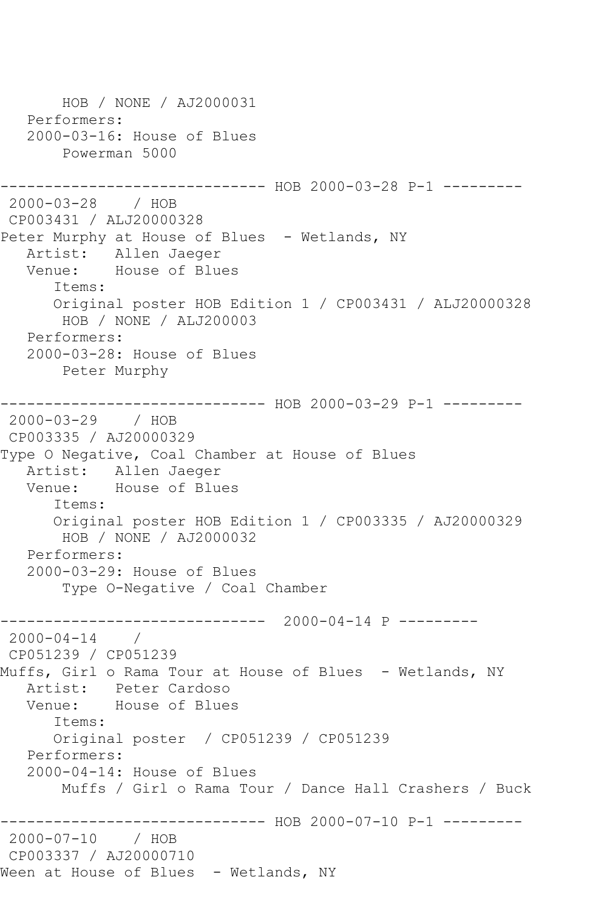```
       HOB / NONE / AJ2000031
   Performers:
   2000-03-16: House of Blues
       Powerman 5000

------------------------------ HOB 2000-03-28 P-1 ---------
 2000-03-28    / HOB
 CP003431 / ALJ20000328
Peter Murphy at House of Blues  - Wetlands, NY
   Artist:   Allen Jaeger
   Venue:    House of Blues
      Items:
      Original poster HOB Edition 1 / CP003431 / ALJ20000328
       HOB / NONE / ALJ200003
   Performers:
   2000-03-28: House of Blues
       Peter Murphy

------------------------------ HOB 2000-03-29 P-1 ---------
 2000-03-29    / HOB
 CP003335 / AJ20000329
Type O Negative, Coal Chamber at House of Blues
   Artist:   Allen Jaeger
   Venue:    House of Blues
      Items:
      Original poster HOB Edition 1 / CP003335 / AJ20000329
       HOB / NONE / AJ2000032
   Performers:
   2000-03-29: House of Blues
       Type O-Negative / Coal Chamber

------------------------------  2000-04-14 P ---------
 2000-04-14    /
 CP051239 / CP051239
Muffs, Girl o Rama Tour at House of Blues  - Wetlands, NY
   Artist:   Peter Cardoso
   Venue:    House of Blues
      Items:
      Original poster  / CP051239 / CP051239
   Performers:
   2000-04-14: House of Blues
       Muffs / Girl o Rama Tour / Dance Hall Crashers / Buck

------------------------------ HOB 2000-07-10 P-1 ---------
 2000-07-10    / HOB
 CP003337 / AJ20000710
Ween at House of Blues  - Wetlands, NY
```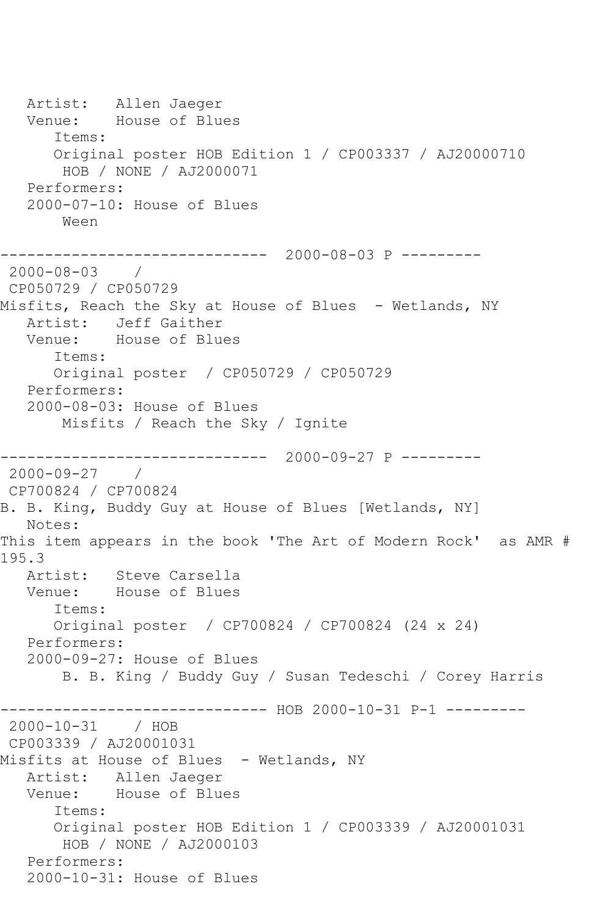```
   Artist:   Allen Jaeger
   Venue:    House of Blues
      Items:
      Original poster HOB Edition 1 / CP003337 / AJ20000710
       HOB / NONE / AJ2000071
   Performers:
   2000-07-10: House of Blues
       Ween

------------------------------  2000-08-03 P ---------
 2000-08-03    /
 CP050729 / CP050729
Misfits, Reach the Sky at House of Blues  - Wetlands, NY
   Artist:   Jeff Gaither
   Venue:    House of Blues
      Items:
      Original poster  / CP050729 / CP050729
   Performers:
   2000-08-03: House of Blues
       Misfits / Reach the Sky / Ignite

------------------------------  2000-09-27 P ---------
 2000-09-27    /
 CP700824 / CP700824
B. B. King, Buddy Guy at House of Blues [Wetlands, NY]
   Notes:
This item appears in the book 'The Art of Modern Rock'  as AMR #
195.3
   Artist:   Steve Carsella
   Venue:    House of Blues
      Items:
      Original poster  / CP700824 / CP700824 (24 x 24)
   Performers:
   2000-09-27: House of Blues
       B. B. King / Buddy Guy / Susan Tedeschi / Corey Harris

------------------------------ HOB 2000-10-31 P-1 ---------
 2000-10-31    / HOB
 CP003339 / AJ20001031
Misfits at House of Blues  - Wetlands, NY
   Artist:   Allen Jaeger
   Venue:    House of Blues
      Items:
      Original poster HOB Edition 1 / CP003339 / AJ20001031
       HOB / NONE / AJ2000103
   Performers:
   2000-10-31: House of Blues
```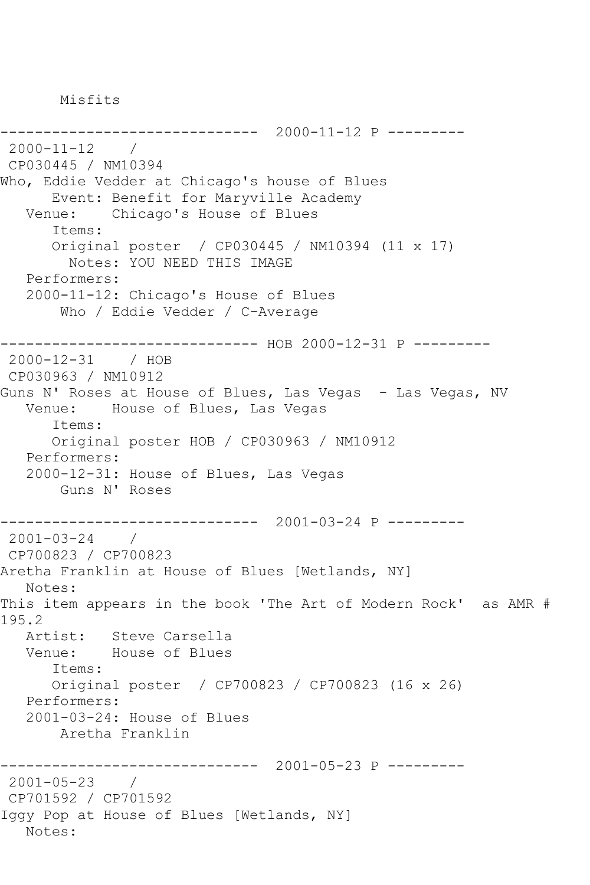Misfits

------------------------------  2000-11-12 P ---------
2000-11-12    /
CP030445 / NM10394
Who, Eddie Vedder at Chicago's house of Blues
      Event: Benefit for Maryville Academy
   Venue:    Chicago's House of Blues
      Items:
      Original poster  / CP030445 / NM10394 (11 x 17)
        Notes: YOU NEED THIS IMAGE
   Performers:
   2000-11-12: Chicago's House of Blues
       Who / Eddie Vedder / C-Average

------------------------------ HOB 2000-12-31 P ---------
2000-12-31    / HOB
CP030963 / NM10912
Guns N' Roses at House of Blues, Las Vegas  - Las Vegas, NV
   Venue:    House of Blues, Las Vegas
      Items:
      Original poster HOB / CP030963 / NM10912
   Performers:
   2000-12-31: House of Blues, Las Vegas
       Guns N' Roses

------------------------------  2001-03-24 P ---------
2001-03-24    /
CP700823 / CP700823
Aretha Franklin at House of Blues [Wetlands, NY]
   Notes:
This item appears in the book 'The Art of Modern Rock'  as AMR # 195.2
   Artist:   Steve Carsella
   Venue:    House of Blues
      Items:
      Original poster  / CP700823 / CP700823 (16 x 26)
   Performers:
   2001-03-24: House of Blues
       Aretha Franklin

------------------------------  2001-05-23 P ---------
2001-05-23    /
CP701592 / CP701592
Iggy Pop at House of Blues [Wetlands, NY]
   Notes: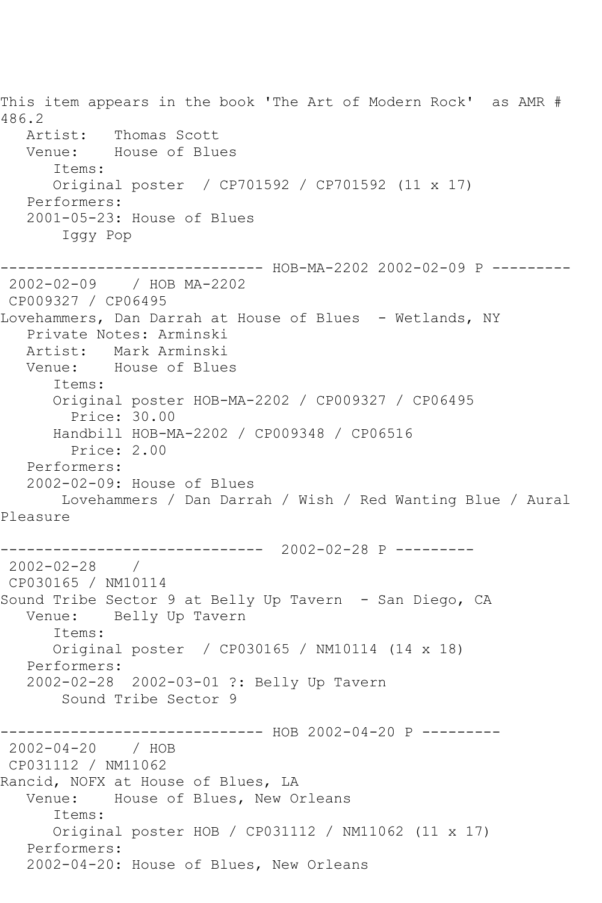This item appears in the book 'The Art of Modern Rock' as AMR # 486.2

Artist: Thomas Scott
Venue: House of Blues
Items:
Original poster / CP701592 / CP701592 (11 x 17)
Performers:
2001-05-23: House of Blues
Iggy Pop

------------------------------ HOB-MA-2202 2002-02-09 P ---------

2002-02-09 / HOB MA-2202
CP009327 / CP06495
Lovehammers, Dan Darrah at House of Blues - Wetlands, NY
Private Notes: Arminski
Artist: Mark Arminski
Venue: House of Blues
Items:
Original poster HOB-MA-2202 / CP009327 / CP06495
Price: 30.00
Handbill HOB-MA-2202 / CP009348 / CP06516
Price: 2.00
Performers:
2002-02-09: House of Blues
Lovehammers / Dan Darrah / Wish / Red Wanting Blue / Aural Pleasure

------------------------------ 2002-02-28 P ---------

2002-02-28 /
CP030165 / NM10114
Sound Tribe Sector 9 at Belly Up Tavern - San Diego, CA
Venue: Belly Up Tavern
Items:
Original poster / CP030165 / NM10114 (14 x 18)
Performers:
2002-02-28 2002-03-01 ?: Belly Up Tavern
Sound Tribe Sector 9

------------------------------ HOB 2002-04-20 P ---------

2002-04-20 / HOB
CP031112 / NM11062
Rancid, NOFX at House of Blues, LA
Venue: House of Blues, New Orleans
Items:
Original poster HOB / CP031112 / NM11062 (11 x 17)
Performers:
2002-04-20: House of Blues, New Orleans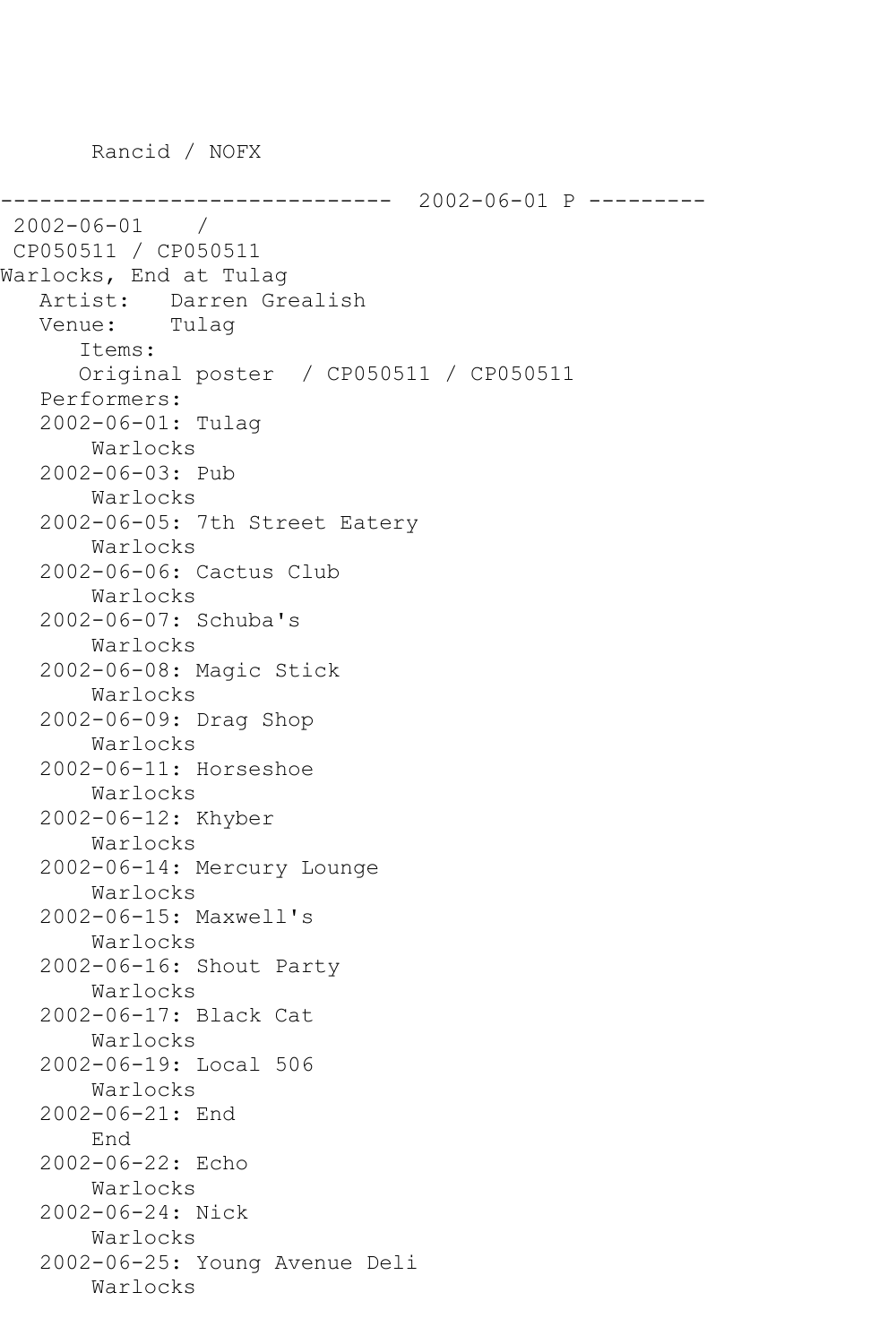Rancid / NOFX

------------------------------  2002-06-01 P ---------

2002-06-01    /

CP050511 / CP050511

Warlocks, End at Tulag

Artist:   Darren Grealish

Venue:    Tulag

Items:

Original poster  / CP050511 / CP050511

Performers:

2002-06-01: Tulag
    Warlocks

2002-06-03: Pub
    Warlocks

2002-06-05: 7th Street Eatery
    Warlocks

2002-06-06: Cactus Club
    Warlocks

2002-06-07: Schuba's
    Warlocks

2002-06-08: Magic Stick
    Warlocks

2002-06-09: Drag Shop
    Warlocks

2002-06-11: Horseshoe
    Warlocks

2002-06-12: Khyber
    Warlocks

2002-06-14: Mercury Lounge
    Warlocks

2002-06-15: Maxwell's
    Warlocks

2002-06-16: Shout Party
    Warlocks

2002-06-17: Black Cat
    Warlocks

2002-06-19: Local 506
    Warlocks

2002-06-21: End
    End

2002-06-22: Echo
    Warlocks

2002-06-24: Nick
    Warlocks

2002-06-25: Young Avenue Deli
    Warlocks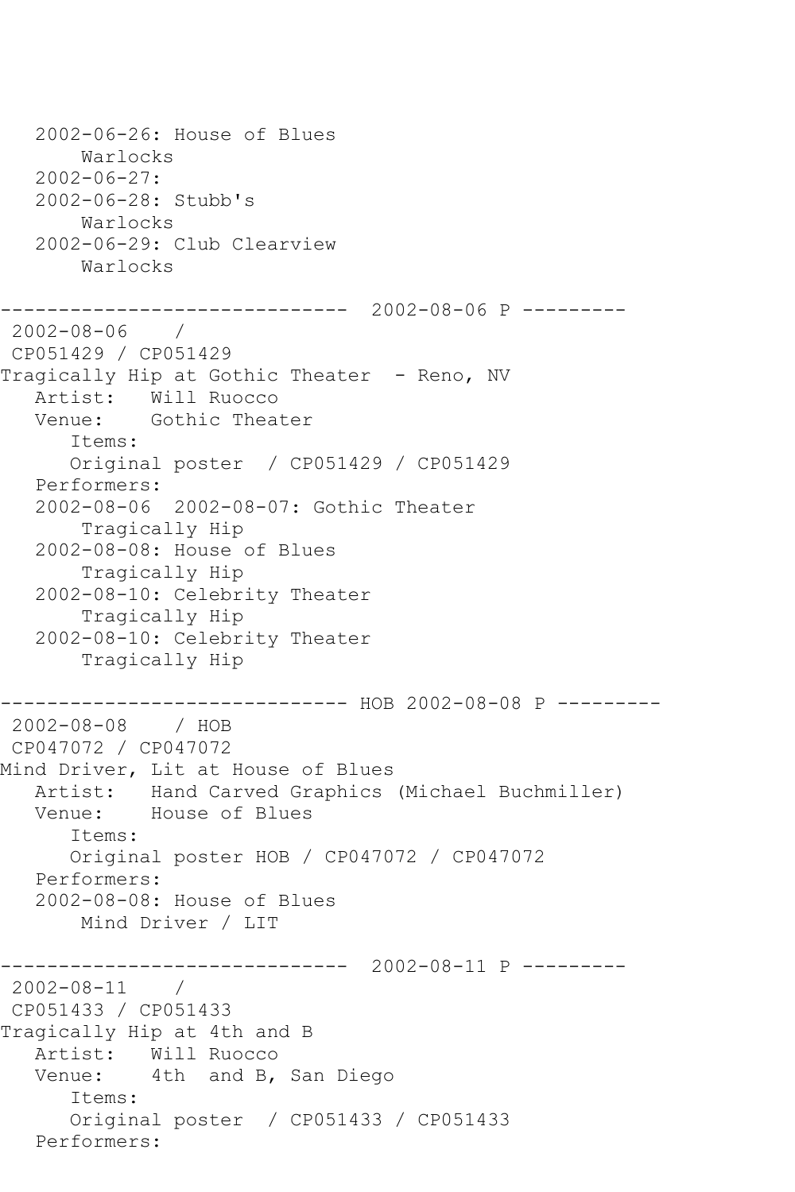```
   2002-06-26: House of Blues
       Warlocks
   2002-06-27: 
   2002-06-28: Stubb's
       Warlocks
   2002-06-29: Club Clearview
       Warlocks

------------------------------  2002-08-06 P ---------
 2002-08-06    / 
 CP051429 / CP051429
Tragically Hip at Gothic Theater  - Reno, NV
   Artist:   Will Ruocco
   Venue:    Gothic Theater
      Items:
      Original poster  / CP051429 / CP051429
   Performers:
   2002-08-06  2002-08-07: Gothic Theater
       Tragically Hip
   2002-08-08: House of Blues
       Tragically Hip
   2002-08-10: Celebrity Theater
       Tragically Hip
   2002-08-10: Celebrity Theater
       Tragically Hip

------------------------------ HOB 2002-08-08 P ---------
 2002-08-08    / HOB
 CP047072 / CP047072
Mind Driver, Lit at House of Blues
   Artist:   Hand Carved Graphics (Michael Buchmiller)
   Venue:    House of Blues
      Items:
      Original poster HOB / CP047072 / CP047072
   Performers:
   2002-08-08: House of Blues
       Mind Driver / LIT

------------------------------  2002-08-11 P ---------
 2002-08-11    / 
 CP051433 / CP051433
Tragically Hip at 4th and B
   Artist:   Will Ruocco
   Venue:    4th  and B, San Diego
      Items:
      Original poster  / CP051433 / CP051433
   Performers:
```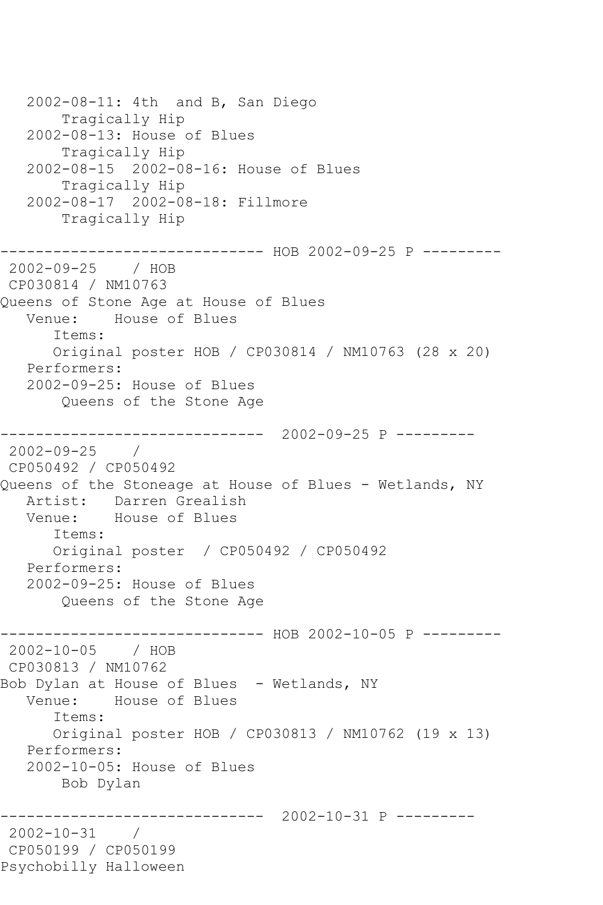```
   2002-08-11: 4th  and B, San Diego
       Tragically Hip
   2002-08-13: House of Blues
       Tragically Hip
   2002-08-15  2002-08-16: House of Blues
       Tragically Hip
   2002-08-17  2002-08-18: Fillmore
       Tragically Hip

------------------------------ HOB 2002-09-25 P ---------
 2002-09-25    / HOB
 CP030814 / NM10763
Queens of Stone Age at House of Blues
   Venue:    House of Blues
      Items:
      Original poster HOB / CP030814 / NM10763 (28 x 20)
   Performers:
   2002-09-25: House of Blues
       Queens of the Stone Age

------------------------------  2002-09-25 P ---------
 2002-09-25    /
 CP050492 / CP050492
Queens of the Stoneage at House of Blues - Wetlands, NY
   Artist:   Darren Grealish
   Venue:    House of Blues
      Items:
      Original poster  / CP050492 / CP050492
   Performers:
   2002-09-25: House of Blues
       Queens of the Stone Age

------------------------------ HOB 2002-10-05 P ---------
 2002-10-05    / HOB
 CP030813 / NM10762
Bob Dylan at House of Blues  - Wetlands, NY
   Venue:    House of Blues
      Items:
      Original poster HOB / CP030813 / NM10762 (19 x 13)
   Performers:
   2002-10-05: House of Blues
       Bob Dylan

------------------------------  2002-10-31 P ---------
 2002-10-31    /
 CP050199 / CP050199
Psychobilly Halloween
```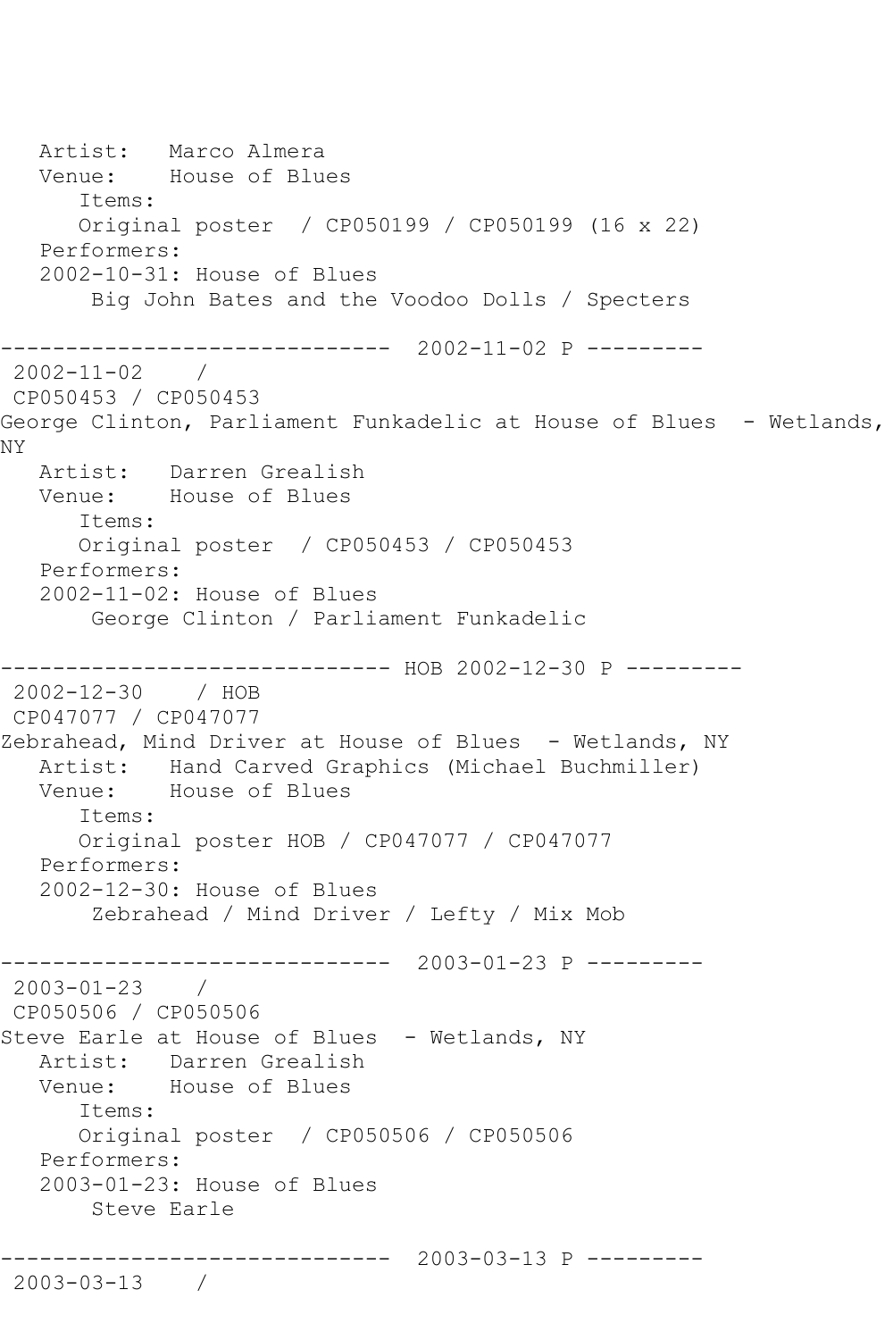Artist:   Marco Almera
   Venue:    House of Blues
      Items:
      Original poster  / CP050199 / CP050199 (16 x 22)
   Performers:
   2002-10-31: House of Blues
       Big John Bates and the Voodoo Dolls / Specters

------------------------------  2002-11-02 P ---------
 2002-11-02    /
 CP050453 / CP050453
George Clinton, Parliament Funkadelic at House of Blues  - Wetlands, NY
   Artist:   Darren Grealish
   Venue:    House of Blues
      Items:
      Original poster  / CP050453 / CP050453
   Performers:
   2002-11-02: House of Blues
       George Clinton / Parliament Funkadelic

------------------------------ HOB 2002-12-30 P ---------
 2002-12-30    / HOB
 CP047077 / CP047077
Zebrahead, Mind Driver at House of Blues  - Wetlands, NY
   Artist:   Hand Carved Graphics (Michael Buchmiller)
   Venue:    House of Blues
      Items:
      Original poster HOB / CP047077 / CP047077
   Performers:
   2002-12-30: House of Blues
       Zebrahead / Mind Driver / Lefty / Mix Mob

------------------------------  2003-01-23 P ---------
 2003-01-23    /
 CP050506 / CP050506
Steve Earle at House of Blues  - Wetlands, NY
   Artist:   Darren Grealish
   Venue:    House of Blues
      Items:
      Original poster  / CP050506 / CP050506
   Performers:
   2003-01-23: House of Blues
       Steve Earle

------------------------------  2003-03-13 P ---------
 2003-03-13    /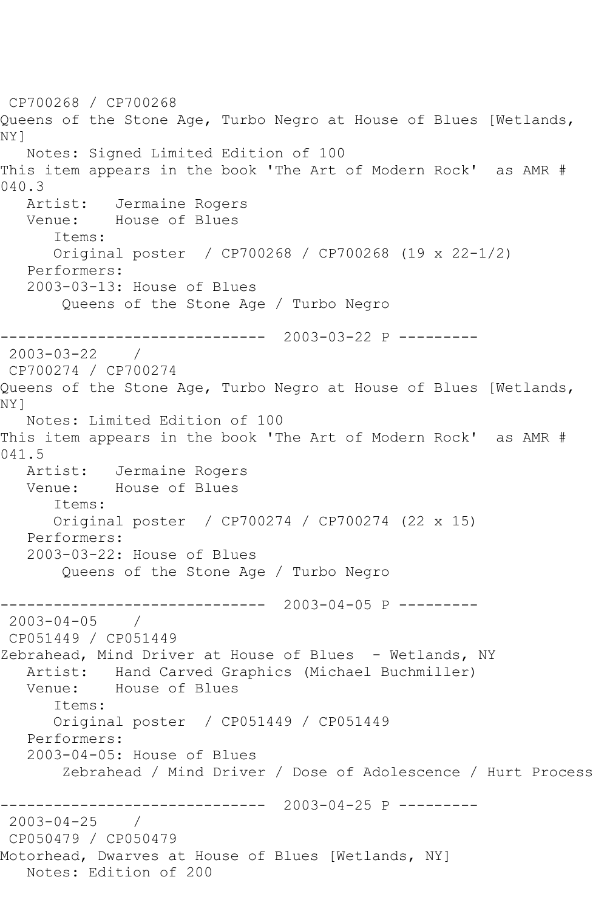CP700268 / CP700268
Queens of the Stone Age, Turbo Negro at House of Blues [Wetlands, NY]
   Notes: Signed Limited Edition of 100
This item appears in the book 'The Art of Modern Rock'  as AMR # 040.3
   Artist:   Jermaine Rogers
   Venue:    House of Blues
      Items:
      Original poster  / CP700268 / CP700268 (19 x 22-1/2)
   Performers:
   2003-03-13: House of Blues
       Queens of the Stone Age / Turbo Negro

------------------------------  2003-03-22 P ---------
 2003-03-22    /
 CP700274 / CP700274
Queens of the Stone Age, Turbo Negro at House of Blues [Wetlands, NY]
   Notes: Limited Edition of 100
This item appears in the book 'The Art of Modern Rock'  as AMR # 041.5
   Artist:   Jermaine Rogers
   Venue:    House of Blues
      Items:
      Original poster  / CP700274 / CP700274 (22 x 15)
   Performers:
   2003-03-22: House of Blues
       Queens of the Stone Age / Turbo Negro

------------------------------  2003-04-05 P ---------
 2003-04-05    /
 CP051449 / CP051449
Zebrahead, Mind Driver at House of Blues  - Wetlands, NY
   Artist:   Hand Carved Graphics (Michael Buchmiller)
   Venue:    House of Blues
      Items:
      Original poster  / CP051449 / CP051449
   Performers:
   2003-04-05: House of Blues
       Zebrahead / Mind Driver / Dose of Adolescence / Hurt Process

------------------------------  2003-04-25 P ---------
 2003-04-25    /
 CP050479 / CP050479
Motorhead, Dwarves at House of Blues [Wetlands, NY]
   Notes: Edition of 200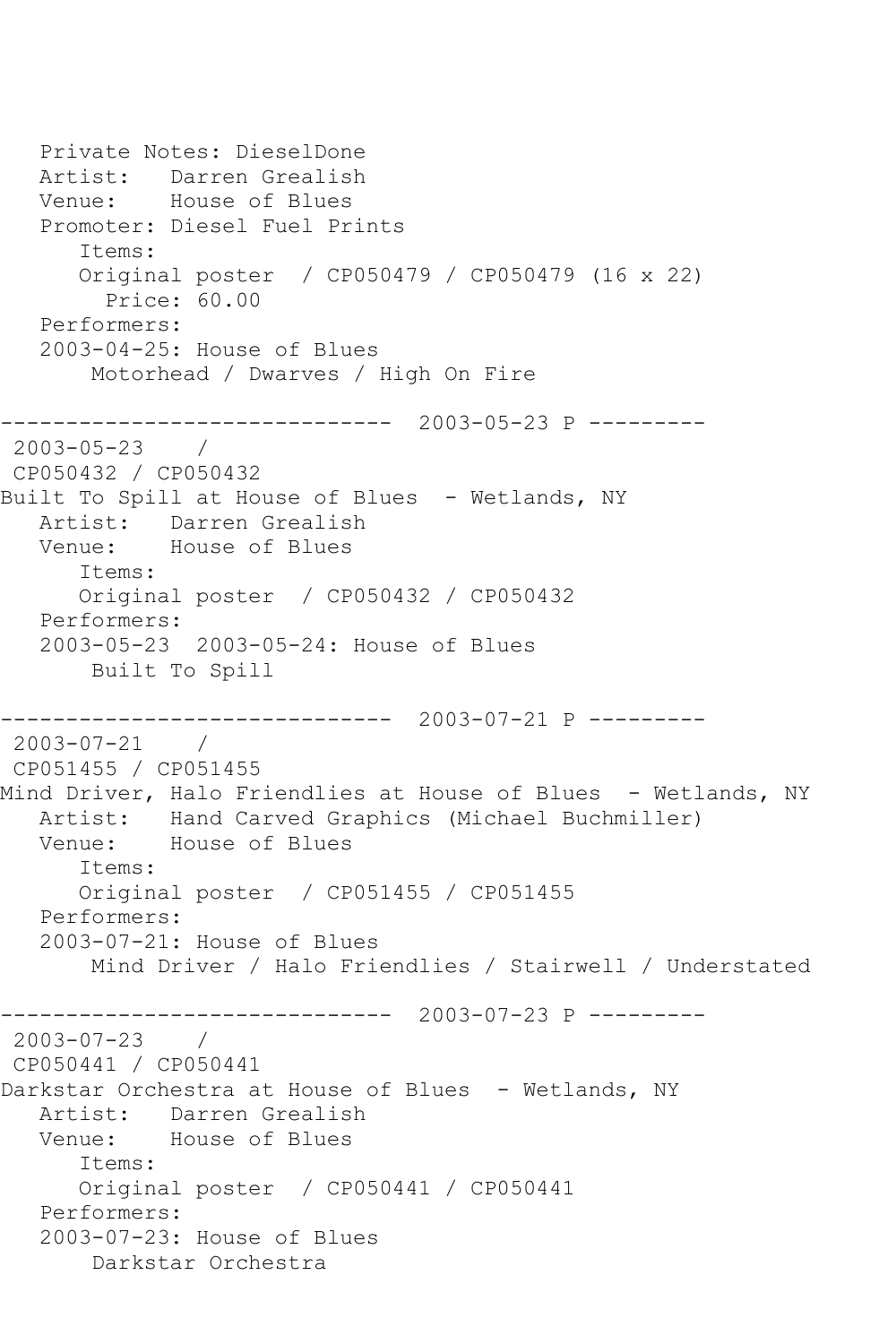Private Notes: DieselDone
Artist: Darren Grealish
Venue: House of Blues
Promoter: Diesel Fuel Prints
Items:
Original poster / CP050479 / CP050479 (16 x 22)
Price: 60.00
Performers:
2003-04-25: House of Blues
Motorhead / Dwarves / High On Fire

------------------------------ 2003-05-23 P ---------

2003-05-23 /
CP050432 / CP050432
Built To Spill at House of Blues - Wetlands, NY
Artist: Darren Grealish
Venue: House of Blues
Items:
Original poster / CP050432 / CP050432
Performers:
2003-05-23 2003-05-24: House of Blues
Built To Spill

------------------------------ 2003-07-21 P ---------

2003-07-21 /
CP051455 / CP051455
Mind Driver, Halo Friendlies at House of Blues - Wetlands, NY
Artist: Hand Carved Graphics (Michael Buchmiller)
Venue: House of Blues
Items:
Original poster / CP051455 / CP051455
Performers:
2003-07-21: House of Blues
Mind Driver / Halo Friendlies / Stairwell / Understated

------------------------------ 2003-07-23 P ---------

2003-07-23 /
CP050441 / CP050441
Darkstar Orchestra at House of Blues - Wetlands, NY
Artist: Darren Grealish
Venue: House of Blues
Items:
Original poster / CP050441 / CP050441
Performers:
2003-07-23: House of Blues
Darkstar Orchestra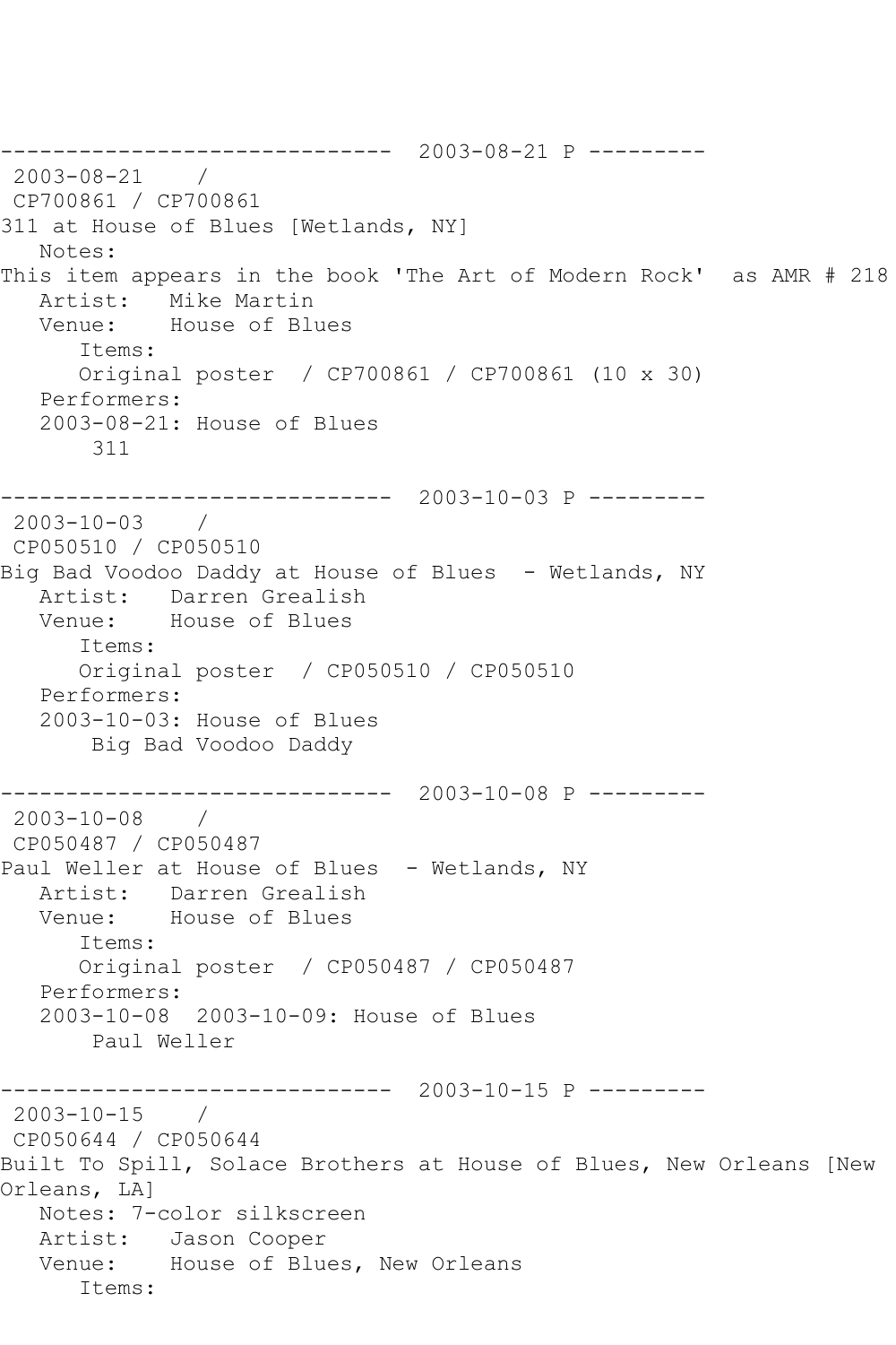------------------------------  2003-08-21 P ---------

2003-08-21 /
CP700861 / CP700861
311 at House of Blues [Wetlands, NY]
Notes:
This item appears in the book 'The Art of Modern Rock' as AMR # 218
Artist: Mike Martin
Venue: House of Blues
Items:
Original poster / CP700861 / CP700861 (10 x 30)
Performers:
2003-08-21: House of Blues
311

------------------------------  2003-10-03 P ---------

2003-10-03 /
CP050510 / CP050510
Big Bad Voodoo Daddy at House of Blues - Wetlands, NY
Artist: Darren Grealish
Venue: House of Blues
Items:
Original poster / CP050510 / CP050510
Performers:
2003-10-03: House of Blues
Big Bad Voodoo Daddy

------------------------------  2003-10-08 P ---------

2003-10-08 /
CP050487 / CP050487
Paul Weller at House of Blues - Wetlands, NY
Artist: Darren Grealish
Venue: House of Blues
Items:
Original poster / CP050487 / CP050487
Performers:
2003-10-08 2003-10-09: House of Blues
Paul Weller

------------------------------  2003-10-15 P ---------

2003-10-15 /
CP050644 / CP050644
Built To Spill, Solace Brothers at House of Blues, New Orleans [New Orleans, LA]
Notes: 7-color silkscreen
Artist: Jason Cooper
Venue: House of Blues, New Orleans
Items: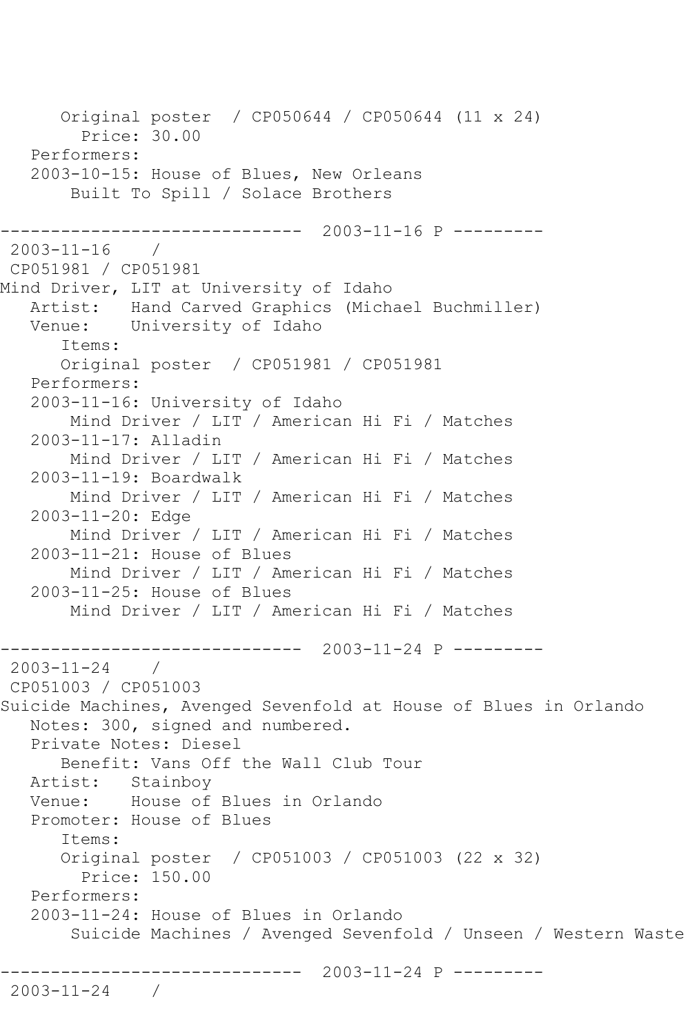Original poster / CP050644 / CP050644 (11 x 24)
Price: 30.00
Performers:
2003-10-15: House of Blues, New Orleans
Built To Spill / Solace Brothers

------------------------------ 2003-11-16 P ---------

2003-11-16 /
CP051981 / CP051981
Mind Driver, LIT at University of Idaho
Artist: Hand Carved Graphics (Michael Buchmiller)
Venue: University of Idaho
Items:
Original poster / CP051981 / CP051981
Performers:
2003-11-16: University of Idaho
Mind Driver / LIT / American Hi Fi / Matches
2003-11-17: Alladin
Mind Driver / LIT / American Hi Fi / Matches
2003-11-19: Boardwalk
Mind Driver / LIT / American Hi Fi / Matches
2003-11-20: Edge
Mind Driver / LIT / American Hi Fi / Matches
2003-11-21: House of Blues
Mind Driver / LIT / American Hi Fi / Matches
2003-11-25: House of Blues
Mind Driver / LIT / American Hi Fi / Matches

------------------------------ 2003-11-24 P ---------

2003-11-24 /
CP051003 / CP051003
Suicide Machines, Avenged Sevenfold at House of Blues in Orlando
Notes: 300, signed and numbered.
Private Notes: Diesel
Benefit: Vans Off the Wall Club Tour
Artist: Stainboy
Venue: House of Blues in Orlando
Promoter: House of Blues
Items:
Original poster / CP051003 / CP051003 (22 x 32)
Price: 150.00
Performers:
2003-11-24: House of Blues in Orlando
Suicide Machines / Avenged Sevenfold / Unseen / Western Waste

------------------------------ 2003-11-24 P ---------

2003-11-24 /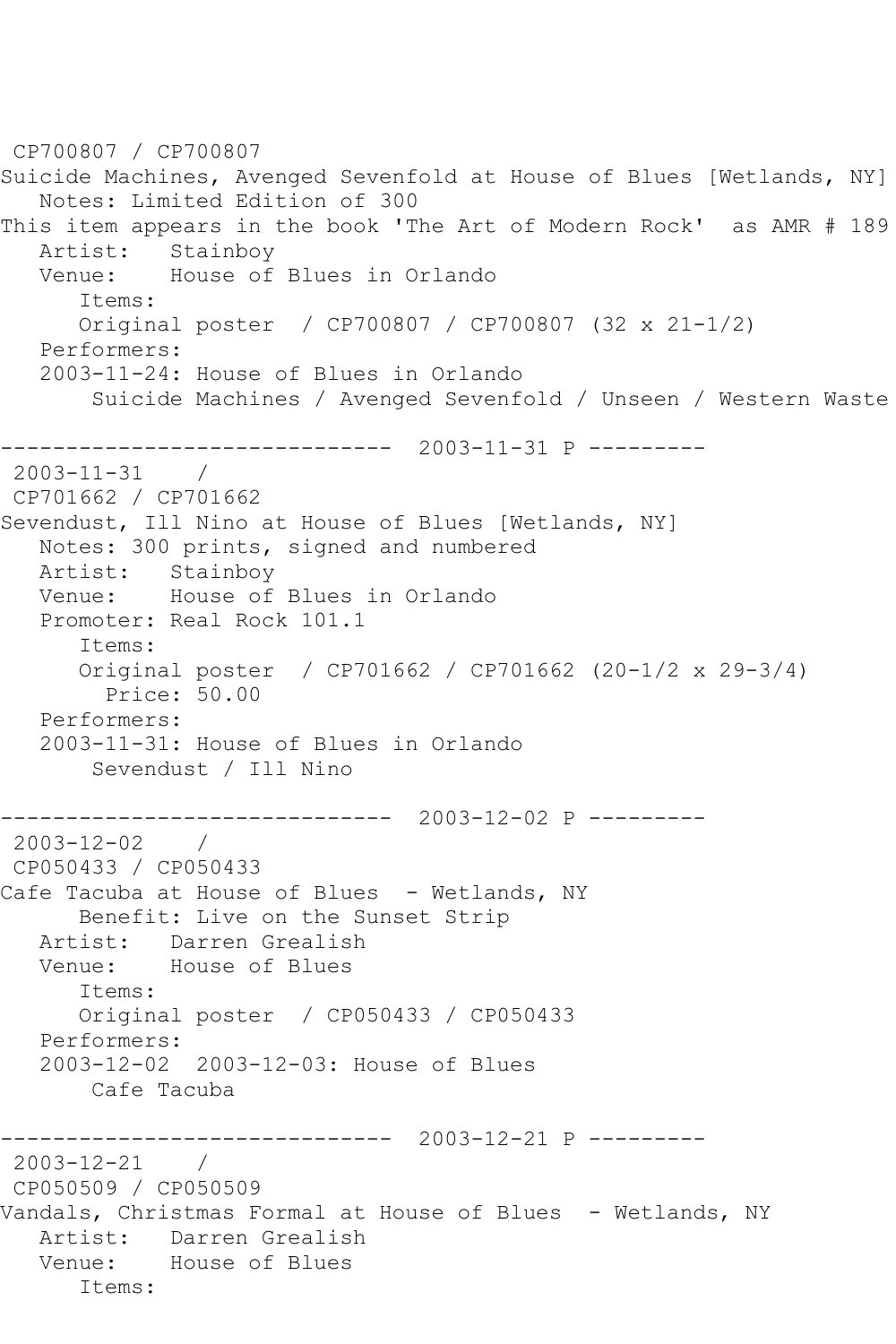CP700807 / CP700807
Suicide Machines, Avenged Sevenfold at House of Blues [Wetlands, NY]
Notes: Limited Edition of 300
This item appears in the book 'The Art of Modern Rock' as AMR # 189
Artist: Stainboy
Venue: House of Blues in Orlando
Items:
Original poster / CP700807 / CP700807 (32 x 21-1/2)
Performers:
2003-11-24: House of Blues in Orlando
Suicide Machines / Avenged Sevenfold / Unseen / Western Waste

------------------------------ 2003-11-31 P ---------

2003-11-31 /
CP701662 / CP701662
Sevendust, Ill Nino at House of Blues [Wetlands, NY]
Notes: 300 prints, signed and numbered
Artist: Stainboy
Venue: House of Blues in Orlando
Promoter: Real Rock 101.1
Items:
Original poster / CP701662 / CP701662 (20-1/2 x 29-3/4)
Price: 50.00
Performers:
2003-11-31: House of Blues in Orlando
Sevendust / Ill Nino

------------------------------ 2003-12-02 P ---------

2003-12-02 /
CP050433 / CP050433
Cafe Tacuba at House of Blues - Wetlands, NY
Benefit: Live on the Sunset Strip
Artist: Darren Grealish
Venue: House of Blues
Items:
Original poster / CP050433 / CP050433
Performers:
2003-12-02 2003-12-03: House of Blues
Cafe Tacuba

------------------------------ 2003-12-21 P ---------

2003-12-21 /
CP050509 / CP050509
Vandals, Christmas Formal at House of Blues - Wetlands, NY
Artist: Darren Grealish
Venue: House of Blues
Items: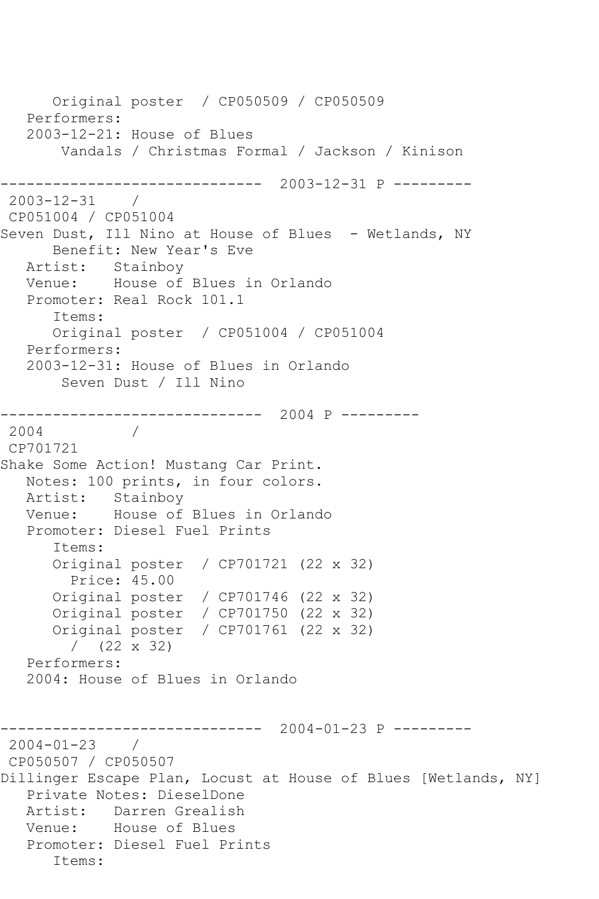```
      Original poster  / CP050509 / CP050509
   Performers:
   2003-12-21: House of Blues
       Vandals / Christmas Formal / Jackson / Kinison

------------------------------  2003-12-31 P ---------
 2003-12-31    /
 CP051004 / CP051004
Seven Dust, Ill Nino at House of Blues  - Wetlands, NY
      Benefit: New Year's Eve
   Artist:   Stainboy
   Venue:    House of Blues in Orlando
   Promoter: Real Rock 101.1
      Items:
      Original poster  / CP051004 / CP051004
   Performers:
   2003-12-31: House of Blues in Orlando
       Seven Dust / Ill Nino

------------------------------  2004 P ---------
 2004          /
 CP701721
Shake Some Action! Mustang Car Print.
   Notes: 100 prints, in four colors.
   Artist:   Stainboy
   Venue:    House of Blues in Orlando
   Promoter: Diesel Fuel Prints
      Items:
      Original poster  / CP701721 (22 x 32)
        Price: 45.00
      Original poster  / CP701746 (22 x 32)
      Original poster  / CP701750 (22 x 32)
      Original poster  / CP701761 (22 x 32)
        /  (22 x 32)
   Performers:
   2004: House of Blues in Orlando


------------------------------  2004-01-23 P ---------
 2004-01-23    /
 CP050507 / CP050507
Dillinger Escape Plan, Locust at House of Blues [Wetlands, NY]
   Private Notes: DieselDone
   Artist:   Darren Grealish
   Venue:    House of Blues
   Promoter: Diesel Fuel Prints
      Items:
```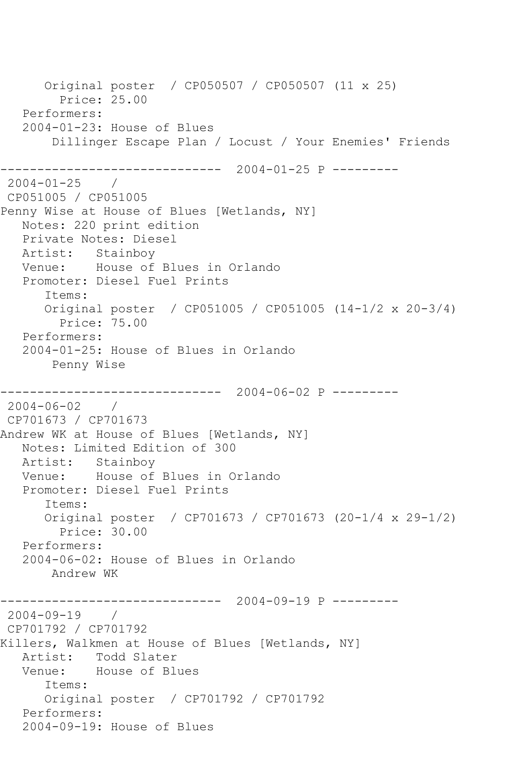Original poster / CP050507 / CP050507 (11 x 25)
Price: 25.00
Performers:
2004-01-23: House of Blues
Dillinger Escape Plan / Locust / Your Enemies' Friends

------------------------------ 2004-01-25 P ---------

2004-01-25 /
CP051005 / CP051005
Penny Wise at House of Blues [Wetlands, NY]
Notes: 220 print edition
Private Notes: Diesel
Artist: Stainboy
Venue: House of Blues in Orlando
Promoter: Diesel Fuel Prints
Items:
Original poster / CP051005 / CP051005 (14-1/2 x 20-3/4)
Price: 75.00
Performers:
2004-01-25: House of Blues in Orlando
Penny Wise

------------------------------ 2004-06-02 P ---------

2004-06-02 /
CP701673 / CP701673
Andrew WK at House of Blues [Wetlands, NY]
Notes: Limited Edition of 300
Artist: Stainboy
Venue: House of Blues in Orlando
Promoter: Diesel Fuel Prints
Items:
Original poster / CP701673 / CP701673 (20-1/4 x 29-1/2)
Price: 30.00
Performers:
2004-06-02: House of Blues in Orlando
Andrew WK

------------------------------ 2004-09-19 P ---------

2004-09-19 /
CP701792 / CP701792
Killers, Walkmen at House of Blues [Wetlands, NY]
Artist: Todd Slater
Venue: House of Blues
Items:
Original poster / CP701792 / CP701792
Performers:
2004-09-19: House of Blues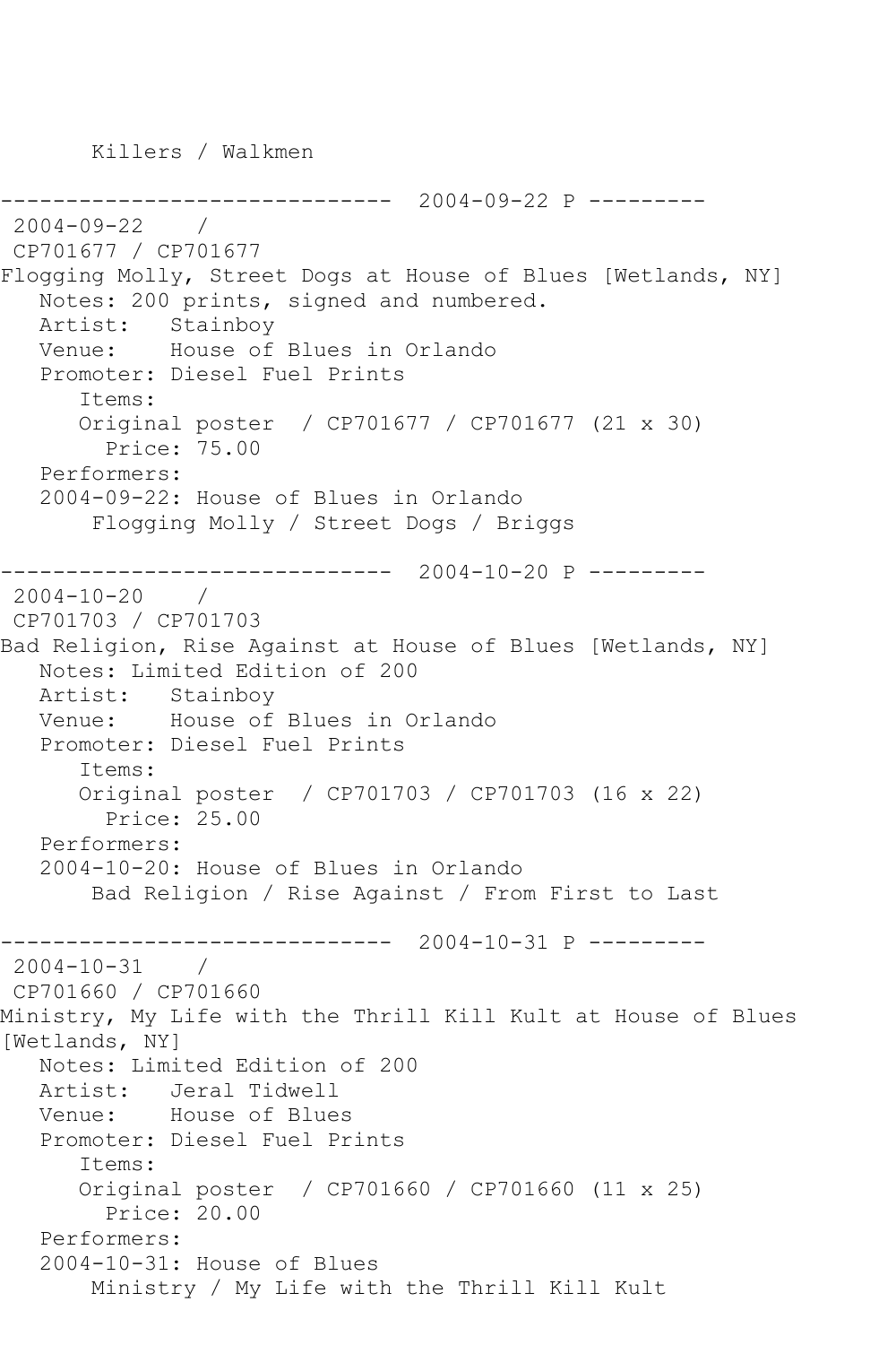Killers / Walkmen

------------------------------ 2004-09-22 P ---------

2004-09-22 /

CP701677 / CP701677

Flogging Molly, Street Dogs at House of Blues [Wetlands, NY]

Notes: 200 prints, signed and numbered.

Artist: Stainboy

Venue: House of Blues in Orlando

Promoter: Diesel Fuel Prints

Items:

Original poster / CP701677 / CP701677 (21 x 30)

Price: 75.00

Performers:

2004-09-22: House of Blues in Orlando

Flogging Molly / Street Dogs / Briggs

------------------------------ 2004-10-20 P ---------

2004-10-20 /

CP701703 / CP701703

Bad Religion, Rise Against at House of Blues [Wetlands, NY]

Notes: Limited Edition of 200

Artist: Stainboy

Venue: House of Blues in Orlando

Promoter: Diesel Fuel Prints

Items:

Original poster / CP701703 / CP701703 (16 x 22)

Price: 25.00

Performers:

2004-10-20: House of Blues in Orlando

Bad Religion / Rise Against / From First to Last

------------------------------ 2004-10-31 P ---------

2004-10-31 /

CP701660 / CP701660

Ministry, My Life with the Thrill Kill Kult at House of Blues [Wetlands, NY]

Notes: Limited Edition of 200

Artist: Jeral Tidwell

Venue: House of Blues

Promoter: Diesel Fuel Prints

Items:

Original poster / CP701660 / CP701660 (11 x 25)

Price: 20.00

Performers:

2004-10-31: House of Blues

Ministry / My Life with the Thrill Kill Kult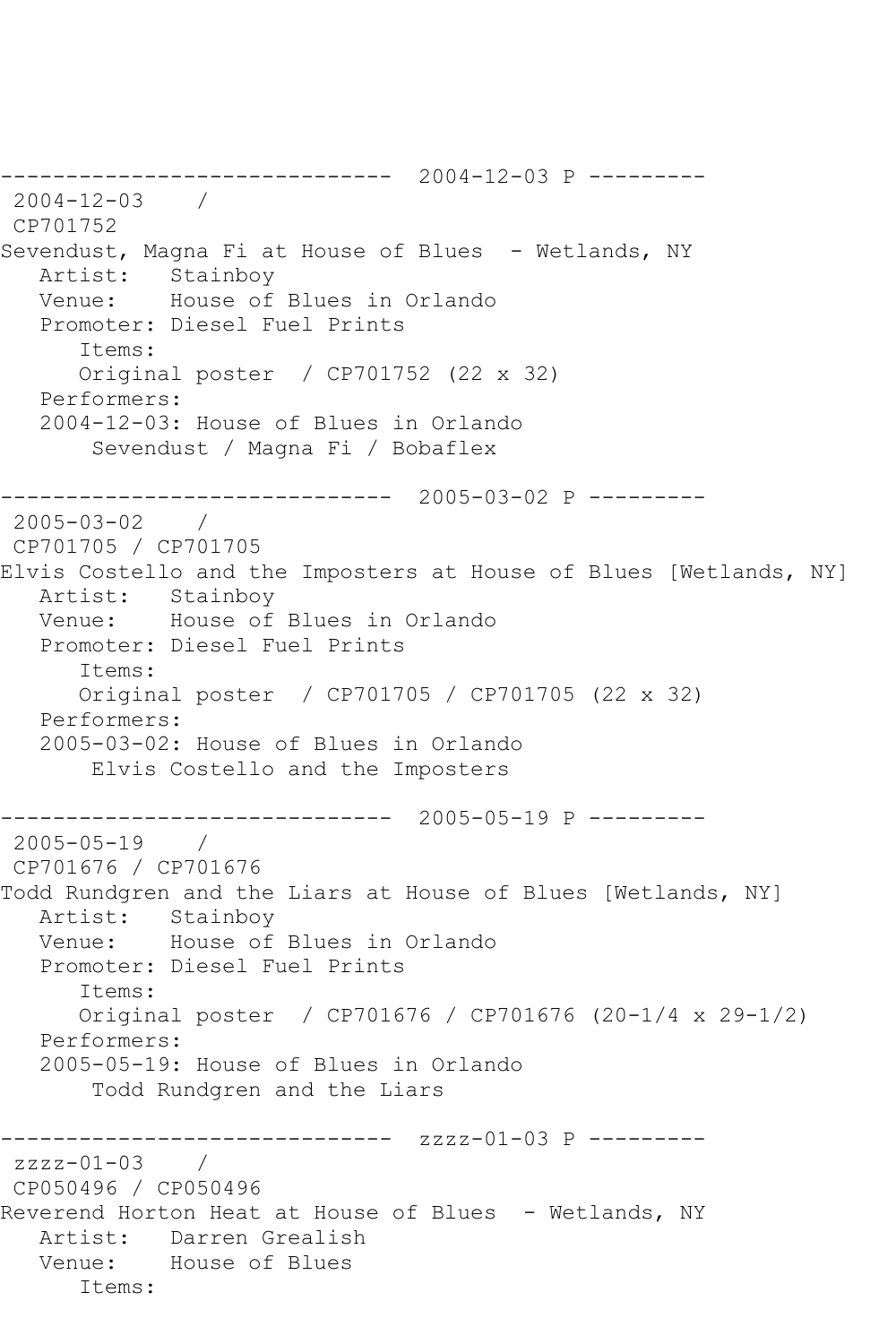```
------------------------------  2004-12-03 P ---------
 2004-12-03    / 
 CP701752
Sevendust, Magna Fi at House of Blues  - Wetlands, NY
   Artist:   Stainboy
   Venue:    House of Blues in Orlando
   Promoter: Diesel Fuel Prints
      Items:
      Original poster  / CP701752 (22 x 32)
   Performers:
   2004-12-03: House of Blues in Orlando
       Sevendust / Magna Fi / Bobaflex

------------------------------  2005-03-02 P ---------
 2005-03-02    / 
 CP701705 / CP701705
Elvis Costello and the Imposters at House of Blues [Wetlands, NY]
   Artist:   Stainboy
   Venue:    House of Blues in Orlando
   Promoter: Diesel Fuel Prints
      Items:
      Original poster  / CP701705 / CP701705 (22 x 32)
   Performers:
   2005-03-02: House of Blues in Orlando
       Elvis Costello and the Imposters

------------------------------  2005-05-19 P ---------
 2005-05-19    / 
 CP701676 / CP701676
Todd Rundgren and the Liars at House of Blues [Wetlands, NY]
   Artist:   Stainboy
   Venue:    House of Blues in Orlando
   Promoter: Diesel Fuel Prints
      Items:
      Original poster  / CP701676 / CP701676 (20-1/4 x 29-1/2)
   Performers:
   2005-05-19: House of Blues in Orlando
       Todd Rundgren and the Liars

------------------------------  zzzz-01-03 P ---------
 zzzz-01-03    / 
 CP050496 / CP050496
Reverend Horton Heat at House of Blues  - Wetlands, NY
   Artist:   Darren Grealish
   Venue:    House of Blues
      Items:
```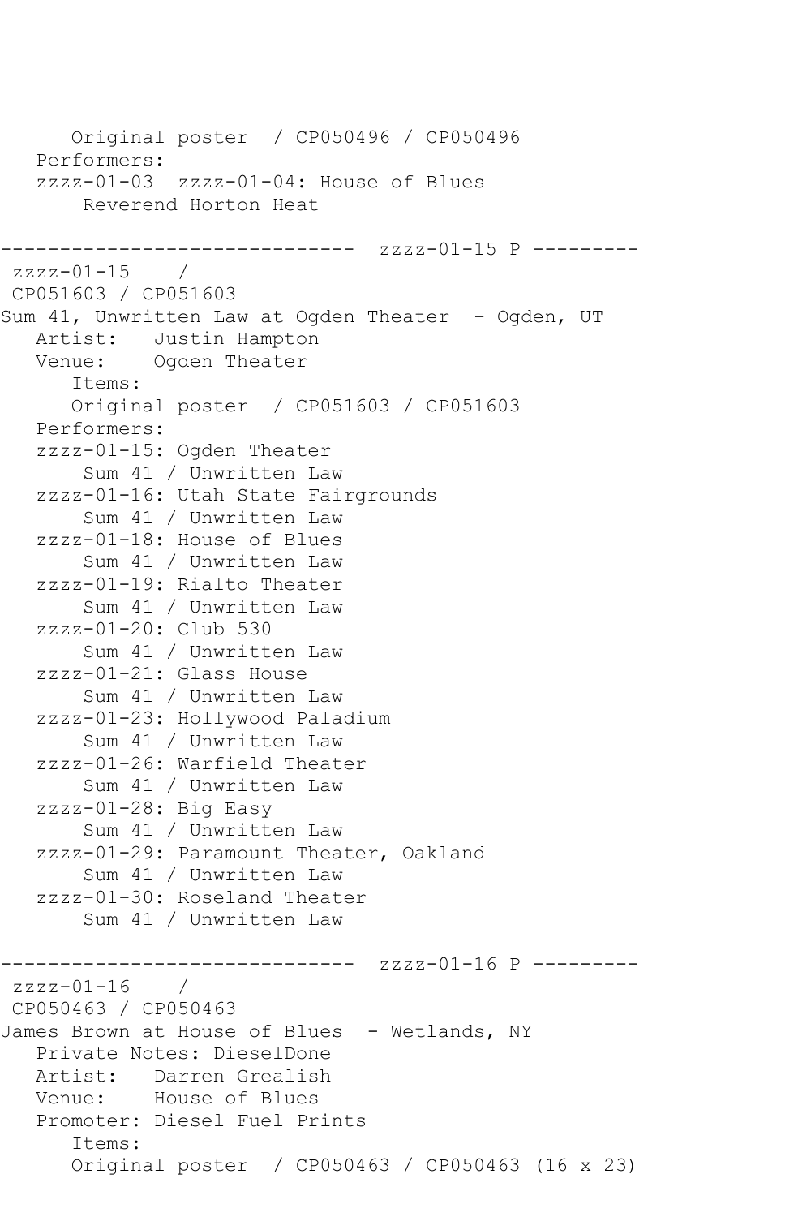```
      Original poster  / CP050496 / CP050496
   Performers:
   zzzz-01-03  zzzz-01-04: House of Blues
       Reverend Horton Heat

------------------------------  zzzz-01-15 P ---------
 zzzz-01-15    / 
 CP051603 / CP051603
Sum 41, Unwritten Law at Ogden Theater  - Ogden, UT
   Artist:   Justin Hampton
   Venue:    Ogden Theater
      Items:
      Original poster  / CP051603 / CP051603
   Performers:
   zzzz-01-15: Ogden Theater
       Sum 41 / Unwritten Law
   zzzz-01-16: Utah State Fairgrounds
       Sum 41 / Unwritten Law
   zzzz-01-18: House of Blues
       Sum 41 / Unwritten Law
   zzzz-01-19: Rialto Theater
       Sum 41 / Unwritten Law
   zzzz-01-20: Club 530
       Sum 41 / Unwritten Law
   zzzz-01-21: Glass House
       Sum 41 / Unwritten Law
   zzzz-01-23: Hollywood Paladium
       Sum 41 / Unwritten Law
   zzzz-01-26: Warfield Theater
       Sum 41 / Unwritten Law
   zzzz-01-28: Big Easy
       Sum 41 / Unwritten Law
   zzzz-01-29: Paramount Theater, Oakland
       Sum 41 / Unwritten Law
   zzzz-01-30: Roseland Theater
       Sum 41 / Unwritten Law

------------------------------  zzzz-01-16 P ---------
 zzzz-01-16    / 
 CP050463 / CP050463
James Brown at House of Blues  - Wetlands, NY
   Private Notes: DieselDone
   Artist:   Darren Grealish
   Venue:    House of Blues
   Promoter: Diesel Fuel Prints
      Items:
      Original poster  / CP050463 / CP050463 (16 x 23)
```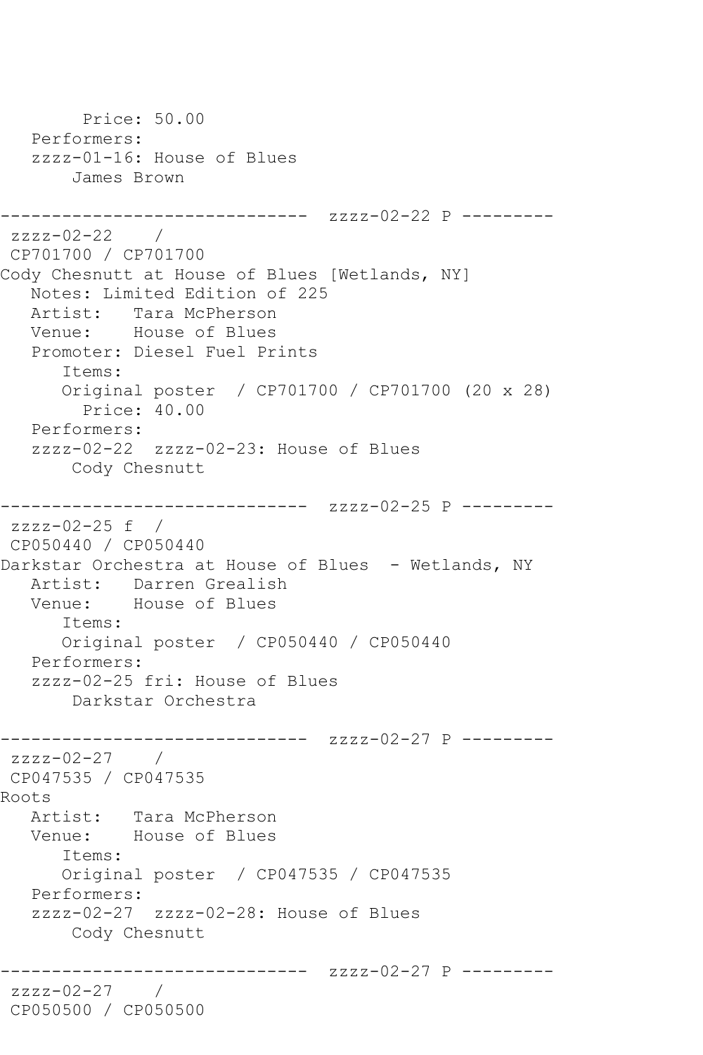```
        Price: 50.00
   Performers:
   zzzz-01-16: House of Blues
       James Brown

------------------------------  zzzz-02-22 P ---------
 zzzz-02-22    /
 CP701700 / CP701700
Cody Chesnutt at House of Blues [Wetlands, NY]
   Notes: Limited Edition of 225
   Artist:   Tara McPherson
   Venue:    House of Blues
   Promoter: Diesel Fuel Prints
      Items:
      Original poster  / CP701700 / CP701700 (20 x 28)
        Price: 40.00
   Performers:
   zzzz-02-22  zzzz-02-23: House of Blues
       Cody Chesnutt

------------------------------  zzzz-02-25 P ---------
 zzzz-02-25 f  /
 CP050440 / CP050440
Darkstar Orchestra at House of Blues  - Wetlands, NY
   Artist:   Darren Grealish
   Venue:    House of Blues
      Items:
      Original poster  / CP050440 / CP050440
   Performers:
   zzzz-02-25 fri: House of Blues
       Darkstar Orchestra

------------------------------  zzzz-02-27 P ---------
 zzzz-02-27    /
 CP047535 / CP047535
Roots
   Artist:   Tara McPherson
   Venue:    House of Blues
      Items:
      Original poster  / CP047535 / CP047535
   Performers:
   zzzz-02-27  zzzz-02-28: House of Blues
       Cody Chesnutt

------------------------------  zzzz-02-27 P ---------
 zzzz-02-27    /
 CP050500 / CP050500
```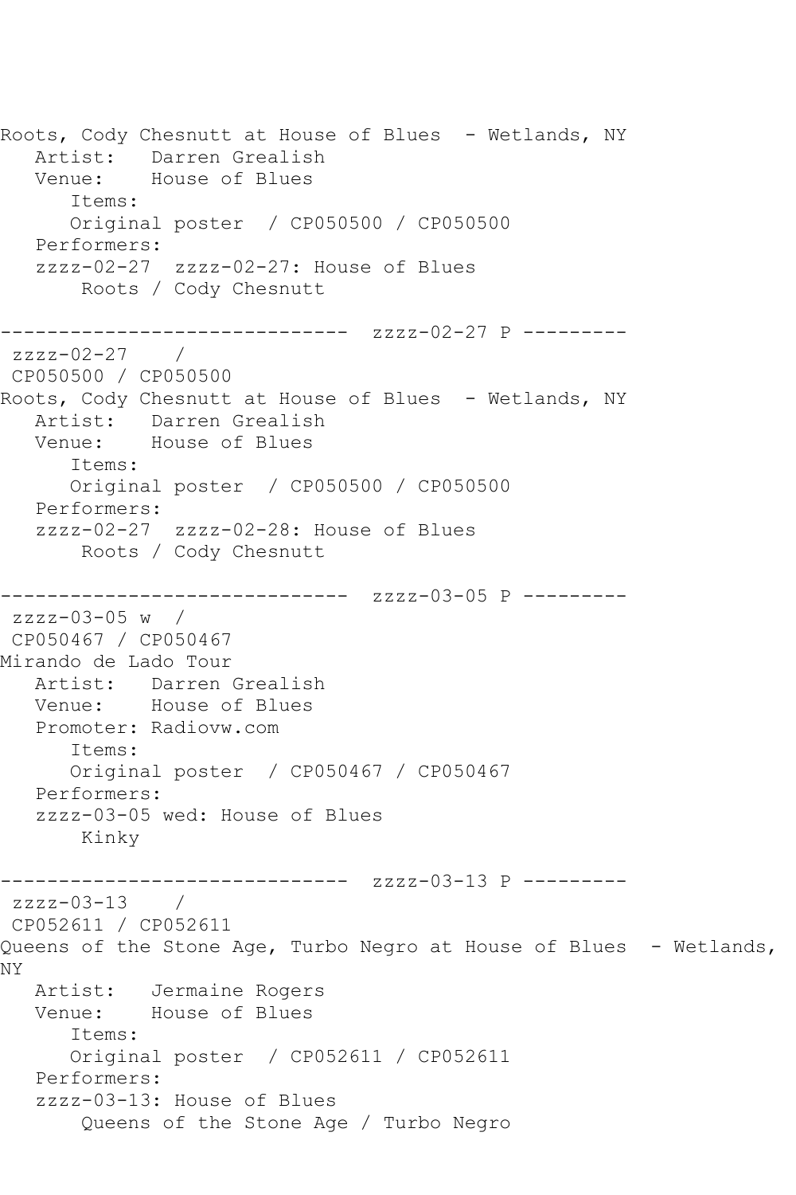Roots, Cody Chesnutt at House of Blues  - Wetlands, NY
   Artist:   Darren Grealish
   Venue:    House of Blues
      Items:
      Original poster  / CP050500 / CP050500
   Performers:
   zzzz-02-27  zzzz-02-27: House of Blues
       Roots / Cody Chesnutt

------------------------------  zzzz-02-27 P ---------
 zzzz-02-27    /
 CP050500 / CP050500
Roots, Cody Chesnutt at House of Blues  - Wetlands, NY
   Artist:   Darren Grealish
   Venue:    House of Blues
      Items:
      Original poster  / CP050500 / CP050500
   Performers:
   zzzz-02-27  zzzz-02-28: House of Blues
       Roots / Cody Chesnutt

------------------------------  zzzz-03-05 P ---------
 zzzz-03-05 w  /
 CP050467 / CP050467
Mirando de Lado Tour
   Artist:   Darren Grealish
   Venue:    House of Blues
   Promoter: Radiovw.com
      Items:
      Original poster  / CP050467 / CP050467
   Performers:
   zzzz-03-05 wed: House of Blues
       Kinky

------------------------------  zzzz-03-13 P ---------
 zzzz-03-13    /
 CP052611 / CP052611
Queens of the Stone Age, Turbo Negro at House of Blues  - Wetlands, NY
   Artist:   Jermaine Rogers
   Venue:    House of Blues
      Items:
      Original poster  / CP052611 / CP052611
   Performers:
   zzzz-03-13: House of Blues
       Queens of the Stone Age / Turbo Negro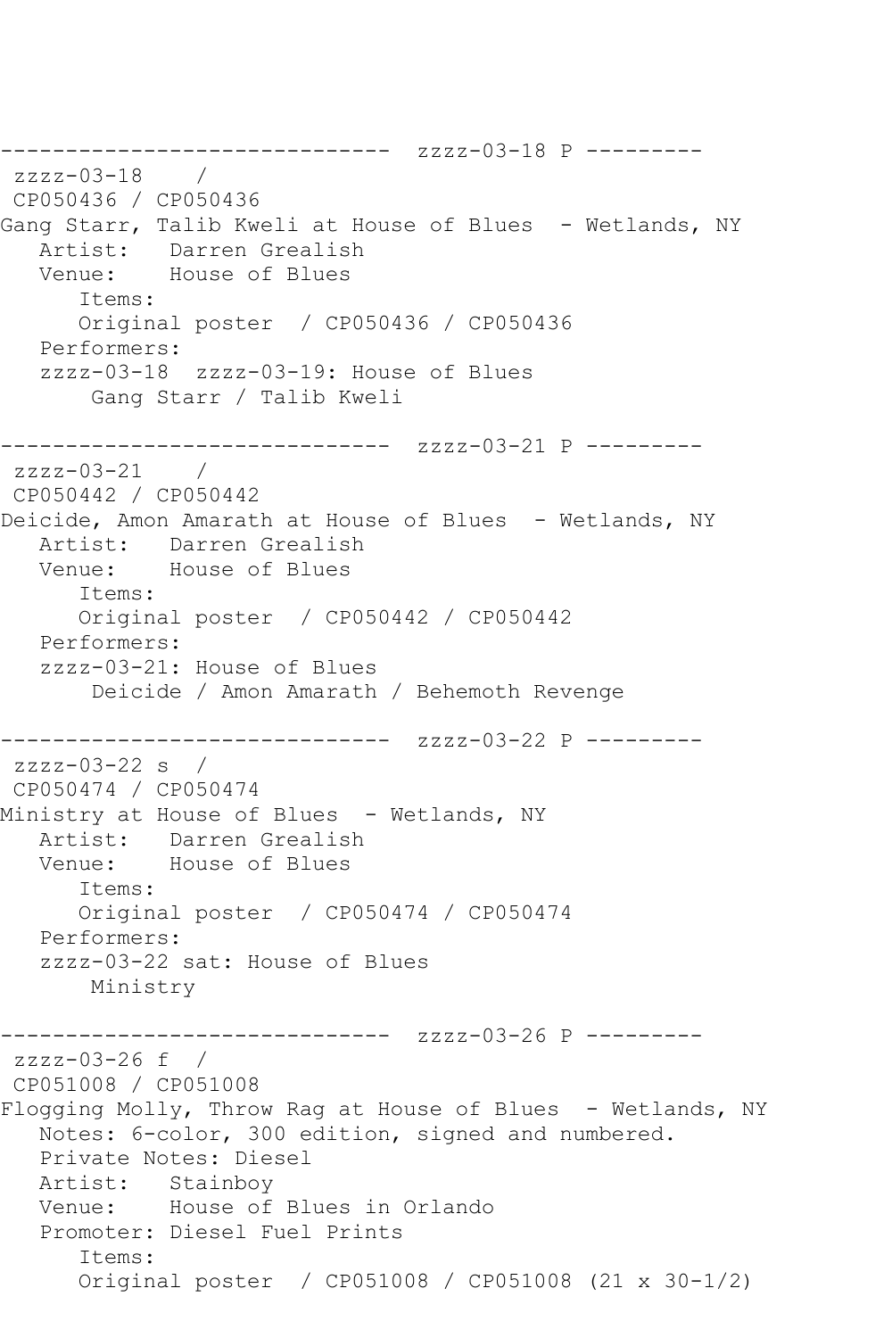------------------------------  zzzz-03-18 P ---------
 zzzz-03-18    /
 CP050436 / CP050436
Gang Starr, Talib Kweli at House of Blues  - Wetlands, NY
   Artist:   Darren Grealish
   Venue:    House of Blues
      Items:
      Original poster  / CP050436 / CP050436
   Performers:
   zzzz-03-18  zzzz-03-19: House of Blues
       Gang Starr / Talib Kweli

------------------------------  zzzz-03-21 P ---------
 zzzz-03-21    /
 CP050442 / CP050442
Deicide, Amon Amarath at House of Blues  - Wetlands, NY
   Artist:   Darren Grealish
   Venue:    House of Blues
      Items:
      Original poster  / CP050442 / CP050442
   Performers:
   zzzz-03-21: House of Blues
       Deicide / Amon Amarath / Behemoth Revenge

------------------------------  zzzz-03-22 P ---------
 zzzz-03-22 s  /
 CP050474 / CP050474
Ministry at House of Blues  - Wetlands, NY
   Artist:   Darren Grealish
   Venue:    House of Blues
      Items:
      Original poster  / CP050474 / CP050474
   Performers:
   zzzz-03-22 sat: House of Blues
       Ministry

------------------------------  zzzz-03-26 P ---------
 zzzz-03-26 f  /
 CP051008 / CP051008
Flogging Molly, Throw Rag at House of Blues  - Wetlands, NY
   Notes: 6-color, 300 edition, signed and numbered.
   Private Notes: Diesel
   Artist:   Stainboy
   Venue:    House of Blues in Orlando
   Promoter: Diesel Fuel Prints
      Items:
      Original poster  / CP051008 / CP051008 (21 x 30-1/2)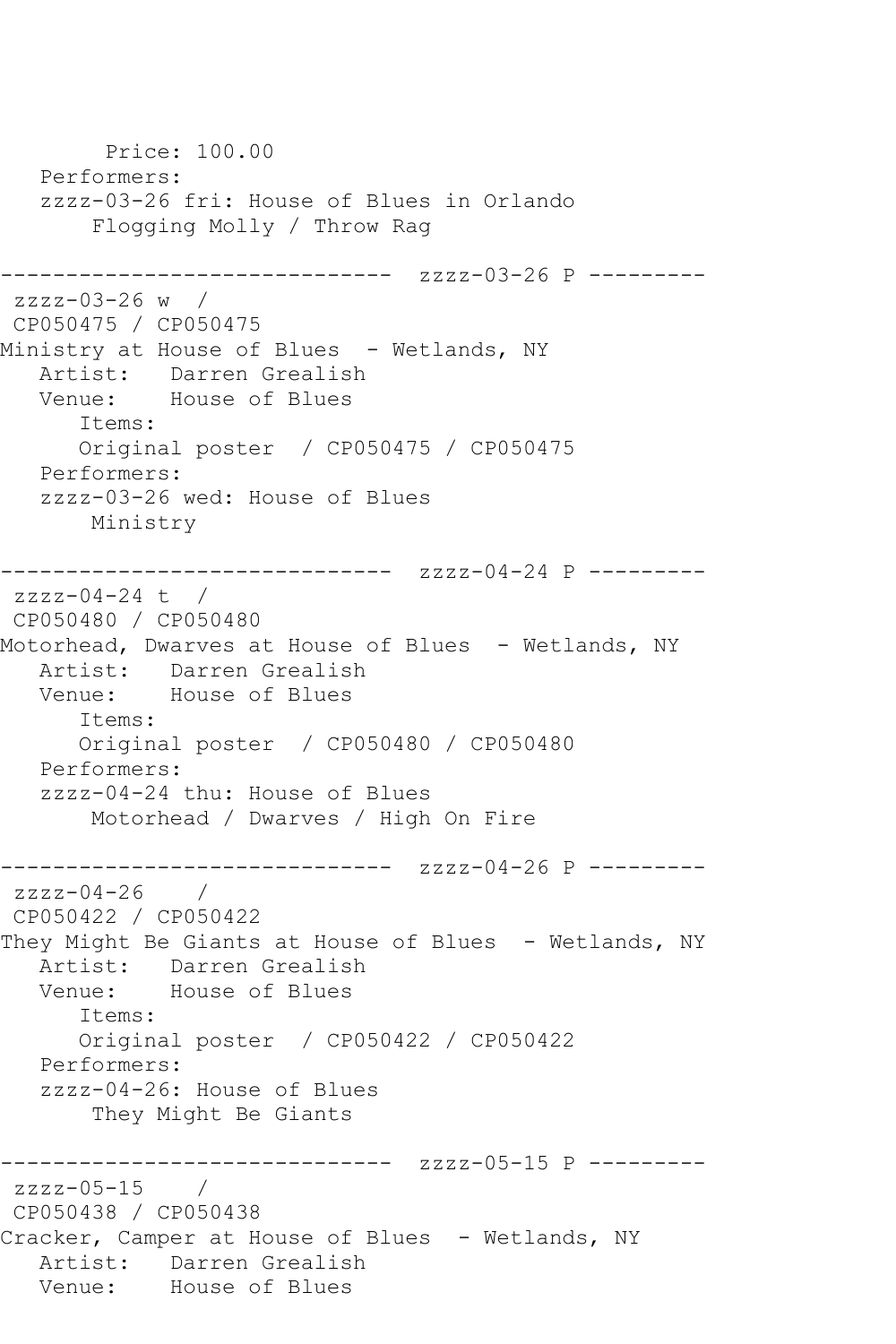```
        Price: 100.00
   Performers:
   zzzz-03-26 fri: House of Blues in Orlando
       Flogging Molly / Throw Rag

------------------------------  zzzz-03-26 P ---------
 zzzz-03-26 w  /
 CP050475 / CP050475
Ministry at House of Blues  - Wetlands, NY
   Artist:   Darren Grealish
   Venue:    House of Blues
      Items:
      Original poster  / CP050475 / CP050475
   Performers:
   zzzz-03-26 wed: House of Blues
       Ministry

------------------------------  zzzz-04-24 P ---------
 zzzz-04-24 t  /
 CP050480 / CP050480
Motorhead, Dwarves at House of Blues  - Wetlands, NY
   Artist:   Darren Grealish
   Venue:    House of Blues
      Items:
      Original poster  / CP050480 / CP050480
   Performers:
   zzzz-04-24 thu: House of Blues
       Motorhead / Dwarves / High On Fire

------------------------------  zzzz-04-26 P ---------
 zzzz-04-26    /
 CP050422 / CP050422
They Might Be Giants at House of Blues  - Wetlands, NY
   Artist:   Darren Grealish
   Venue:    House of Blues
      Items:
      Original poster  / CP050422 / CP050422
   Performers:
   zzzz-04-26: House of Blues
       They Might Be Giants

------------------------------  zzzz-05-15 P ---------
 zzzz-05-15    /
 CP050438 / CP050438
Cracker, Camper at House of Blues  - Wetlands, NY
   Artist:   Darren Grealish
   Venue:    House of Blues
```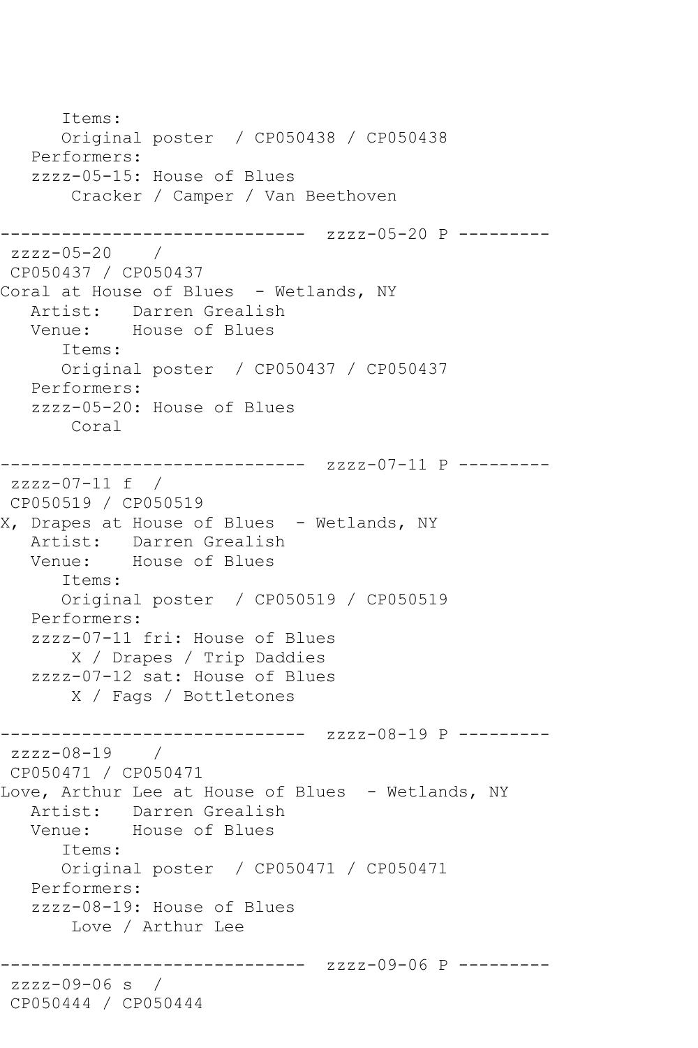```
      Items:
      Original poster  / CP050438 / CP050438
   Performers:
   zzzz-05-15: House of Blues
       Cracker / Camper / Van Beethoven

------------------------------  zzzz-05-20 P ---------
 zzzz-05-20    /
 CP050437 / CP050437
Coral at House of Blues  - Wetlands, NY
   Artist:   Darren Grealish
   Venue:    House of Blues
      Items:
      Original poster  / CP050437 / CP050437
   Performers:
   zzzz-05-20: House of Blues
       Coral

------------------------------  zzzz-07-11 P ---------
 zzzz-07-11 f  /
 CP050519 / CP050519
X, Drapes at House of Blues  - Wetlands, NY
   Artist:   Darren Grealish
   Venue:    House of Blues
      Items:
      Original poster  / CP050519 / CP050519
   Performers:
   zzzz-07-11 fri: House of Blues
       X / Drapes / Trip Daddies
   zzzz-07-12 sat: House of Blues
       X / Fags / Bottletones

------------------------------  zzzz-08-19 P ---------
 zzzz-08-19    /
 CP050471 / CP050471
Love, Arthur Lee at House of Blues  - Wetlands, NY
   Artist:   Darren Grealish
   Venue:    House of Blues
      Items:
      Original poster  / CP050471 / CP050471
   Performers:
   zzzz-08-19: House of Blues
       Love / Arthur Lee

------------------------------  zzzz-09-06 P ---------
 zzzz-09-06 s  /
 CP050444 / CP050444
```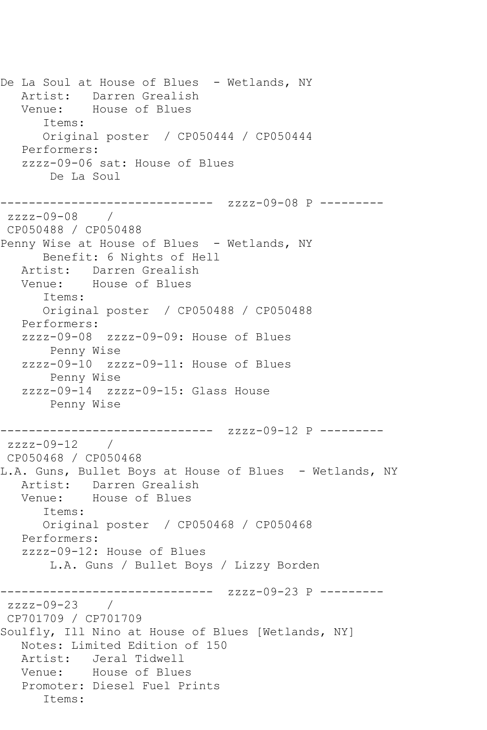```
De La Soul at House of Blues  - Wetlands, NY
   Artist:   Darren Grealish
   Venue:    House of Blues
      Items:
      Original poster  / CP050444 / CP050444
   Performers:
   zzzz-09-06 sat: House of Blues
       De La Soul

------------------------------  zzzz-09-08 P ---------
 zzzz-09-08    /
 CP050488 / CP050488
Penny Wise at House of Blues  - Wetlands, NY
      Benefit: 6 Nights of Hell
   Artist:   Darren Grealish
   Venue:    House of Blues
      Items:
      Original poster  / CP050488 / CP050488
   Performers:
   zzzz-09-08  zzzz-09-09: House of Blues
       Penny Wise
   zzzz-09-10  zzzz-09-11: House of Blues
       Penny Wise
   zzzz-09-14  zzzz-09-15: Glass House
       Penny Wise

------------------------------  zzzz-09-12 P ---------
 zzzz-09-12    /
 CP050468 / CP050468
L.A. Guns, Bullet Boys at House of Blues  - Wetlands, NY
   Artist:   Darren Grealish
   Venue:    House of Blues
      Items:
      Original poster  / CP050468 / CP050468
   Performers:
   zzzz-09-12: House of Blues
       L.A. Guns / Bullet Boys / Lizzy Borden

------------------------------  zzzz-09-23 P ---------
 zzzz-09-23    /
 CP701709 / CP701709
Soulfly, Ill Nino at House of Blues [Wetlands, NY]
   Notes: Limited Edition of 150
   Artist:   Jeral Tidwell
   Venue:    House of Blues
   Promoter: Diesel Fuel Prints
      Items:
```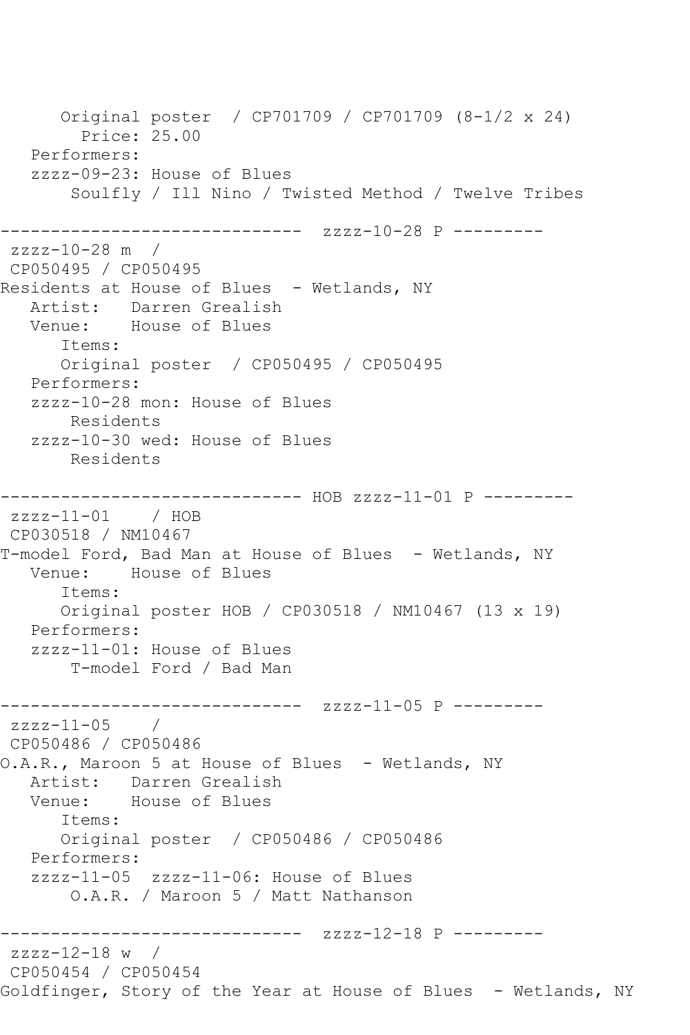```
      Original poster  / CP701709 / CP701709 (8-1/2 x 24)
         Price: 25.00
   Performers:
   zzzz-09-23: House of Blues
        Soulfly / Ill Nino / Twisted Method / Twelve Tribes

------------------------------  zzzz-10-28 P ---------
 zzzz-10-28 m  /
 CP050495 / CP050495
Residents at House of Blues  - Wetlands, NY
   Artist:   Darren Grealish
   Venue:    House of Blues
      Items:
      Original poster  / CP050495 / CP050495
   Performers:
   zzzz-10-28 mon: House of Blues
        Residents
   zzzz-10-30 wed: House of Blues
        Residents

------------------------------ HOB zzzz-11-01 P ---------
 zzzz-11-01    / HOB
 CP030518 / NM10467
T-model Ford, Bad Man at House of Blues  - Wetlands, NY
   Venue:    House of Blues
      Items:
      Original poster HOB / CP030518 / NM10467 (13 x 19)
   Performers:
   zzzz-11-01: House of Blues
        T-model Ford / Bad Man

------------------------------  zzzz-11-05 P ---------
 zzzz-11-05    /
 CP050486 / CP050486
O.A.R., Maroon 5 at House of Blues  - Wetlands, NY
   Artist:   Darren Grealish
   Venue:    House of Blues
      Items:
      Original poster  / CP050486 / CP050486
   Performers:
   zzzz-11-05  zzzz-11-06: House of Blues
        O.A.R. / Maroon 5 / Matt Nathanson

------------------------------  zzzz-12-18 P ---------
 zzzz-12-18 w  /
 CP050454 / CP050454
Goldfinger, Story of the Year at House of Blues  - Wetlands, NY
```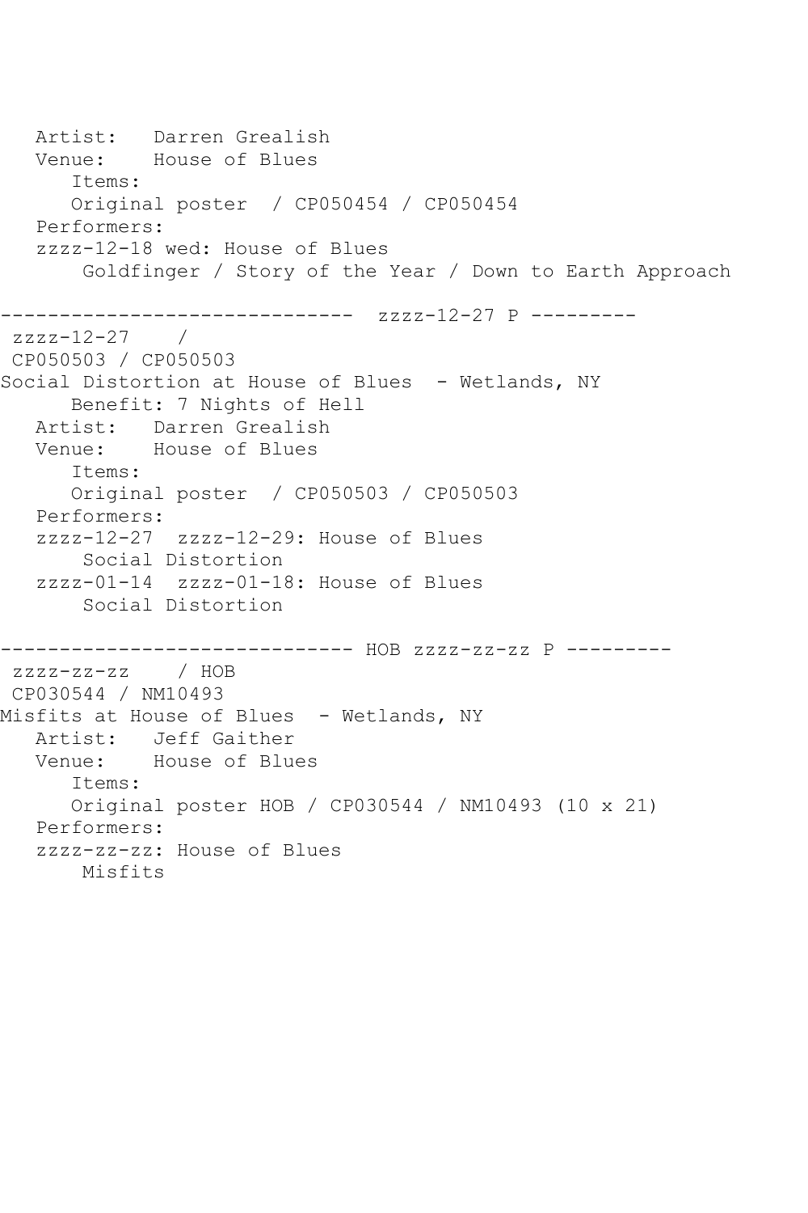```
   Artist:   Darren Grealish
   Venue:    House of Blues
      Items:
      Original poster  / CP050454 / CP050454
   Performers:
   zzzz-12-18 wed: House of Blues
       Goldfinger / Story of the Year / Down to Earth Approach

------------------------------  zzzz-12-27 P ---------
 zzzz-12-27    /
 CP050503 / CP050503
Social Distortion at House of Blues  - Wetlands, NY
      Benefit: 7 Nights of Hell
   Artist:   Darren Grealish
   Venue:    House of Blues
      Items:
      Original poster  / CP050503 / CP050503
   Performers:
   zzzz-12-27  zzzz-12-29: House of Blues
       Social Distortion
   zzzz-01-14  zzzz-01-18: House of Blues
       Social Distortion

------------------------------ HOB zzzz-zz-zz P ---------
 zzzz-zz-zz    / HOB
 CP030544 / NM10493
Misfits at House of Blues  - Wetlands, NY
   Artist:   Jeff Gaither
   Venue:    House of Blues
      Items:
      Original poster HOB / CP030544 / NM10493 (10 x 21)
   Performers:
   zzzz-zz-zz: House of Blues
       Misfits
```